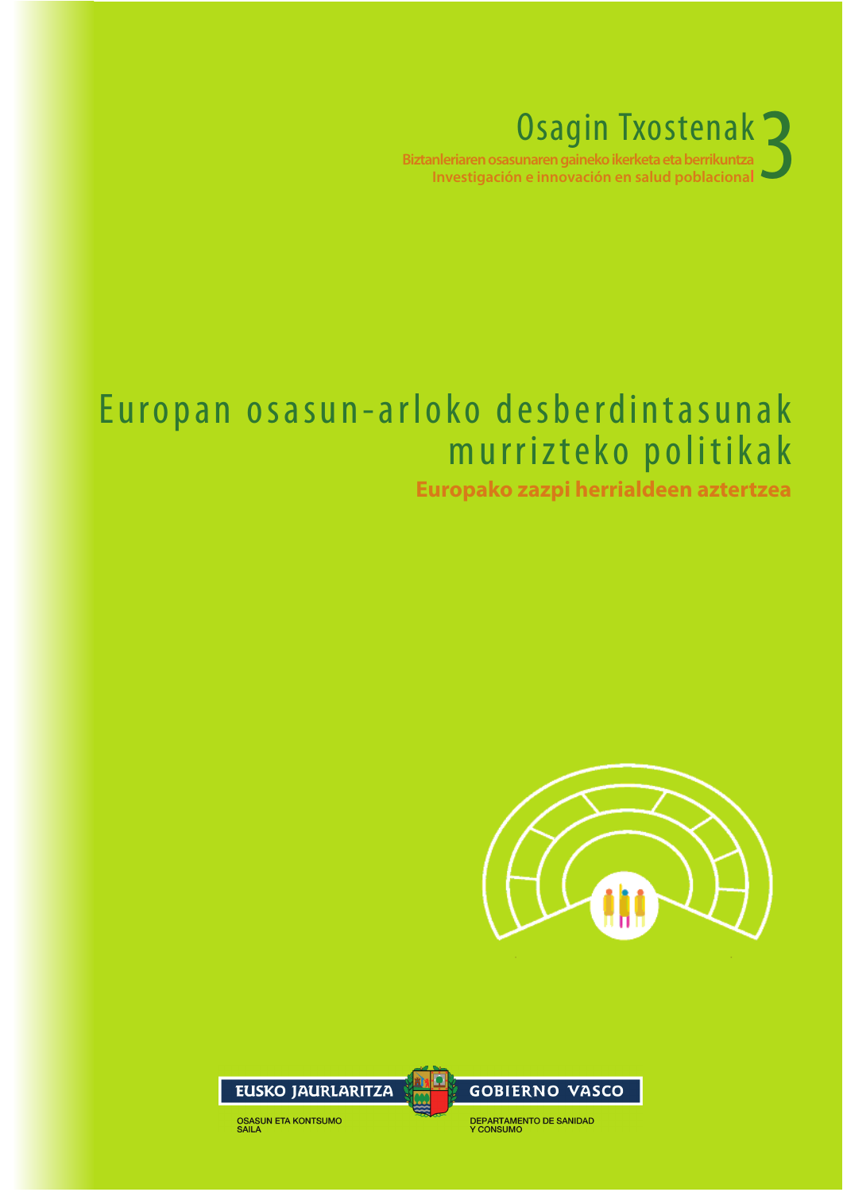# Osagin Txostenak 3

**Biztanleriaren osasunaren gaineko ikerketa eta berrikuntza**
**Investigación e innovación en salud poblacional**

# Europan osasun-arloko desberdintasunak murrizteko politikak

## Europako zazpi herrialdeen aztertzea

EUSKO JAURLARITZA — GOBIERNO VASCO

OSASUN ETA KONTSUMO SAILA

DEPARTAMENTO DE SANIDAD Y CONSUMO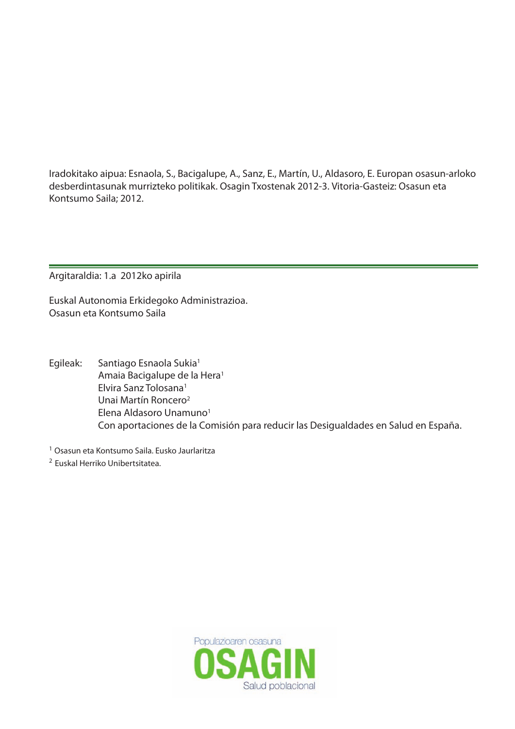Iradokitako aipua: Esnaola, S., Bacigalupe, A., Sanz, E., Martín, U., Aldasoro, E. Europan osasun-arloko desberdintasunak murrizteko politikak. Osagin Txostenak 2012-3. Vitoria-Gasteiz: Osasun eta Kontsumo Saila; 2012.

---

Argitaraldia: 1.a 2012ko apirila

Euskal Autonomia Erkidegoko Administrazioa.
Osasun eta Kontsumo Saila

Egileak: Santiago Esnaola Sukia[1]
Amaia Bacigalupe de la Hera[1]
Elvira Sanz Tolosana[1]
Unai Martín Roncero[2]
Elena Aldasoro Unamuno[1]
Con aportaciones de la Comisión para reducir las Desigualdades en Salud en España.

[1] Osasun eta Kontsumo Saila. Eusko Jaurlaritza

[2] Euskal Herriko Unibertsitatea.

Populazioaren osasuna
OSAGIN
Salud poblacional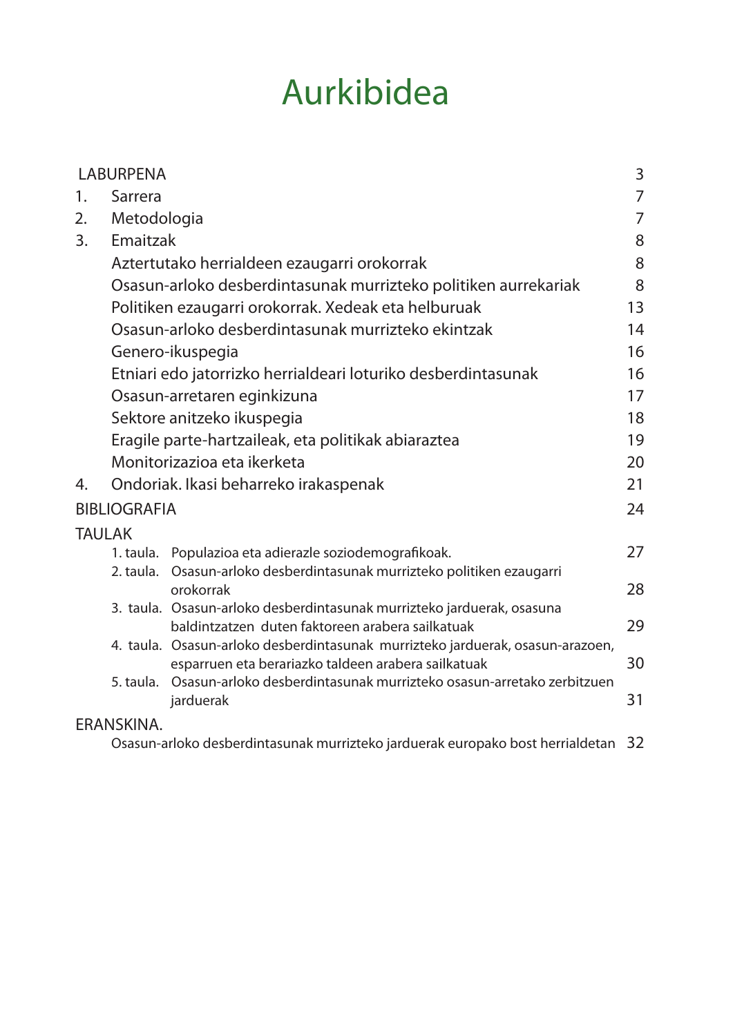# Aurkibidea

| | | |
|---|---|---|
| LABURPENA | | 3 |
| 1. | Sarrera | 7 |
| 2. | Metodologia | 7 |
| 3. | Emaitzak | 8 |
| | Aztertutako herrialdeen ezaugarri orokorrak | 8 |
| | Osasun-arloko desberdintasunak murrizteko politiken aurrekariak | 8 |
| | Politiken ezaugarri orokorrak. Xedeak eta helburuak | 13 |
| | Osasun-arloko desberdintasunak murrizteko ekintzak | 14 |
| | Genero-ikuspegia | 16 |
| | Etniari edo jatorrizko herrialdeari loturiko desberdintasunak | 16 |
| | Osasun-arretaren eginkizuna | 17 |
| | Sektore anitzeko ikuspegia | 18 |
| | Eragile parte-hartzaileak, eta politikak abiaraztea | 19 |
| | Monitorizazioa eta ikerketa | 20 |
| 4. | Ondoriak. Ikasi beharreko irakaspenak | 21 |
| BIBLIOGRAFIA | | 24 |
| TAULAK | | |
| | 1. taula. Populazioa eta adierazle soziodemografikoak. | 27 |
| | 2. taula. Osasun-arloko desberdintasunak murrizteko politiken ezaugarri orokorrak | 28 |
| | 3. taula. Osasun-arloko desberdintasunak murrizteko jarduerak, osasuna baldintzatzen duten faktoreen arabera sailkatuak | 29 |
| | 4. taula. Osasun-arloko desberdintasunak murrizteko jarduerak, osasun-arazoen, esparruen eta berariazko taldeen arabera sailkatuak | 30 |
| | 5. taula. Osasun-arloko desberdintasunak murrizteko osasun-arretako zerbitzuen jarduerak | 31 |
| ERANSKINA. | | |
| | Osasun-arloko desberdintasunak murrizteko jarduerak europako bost herrialdetan | 32 |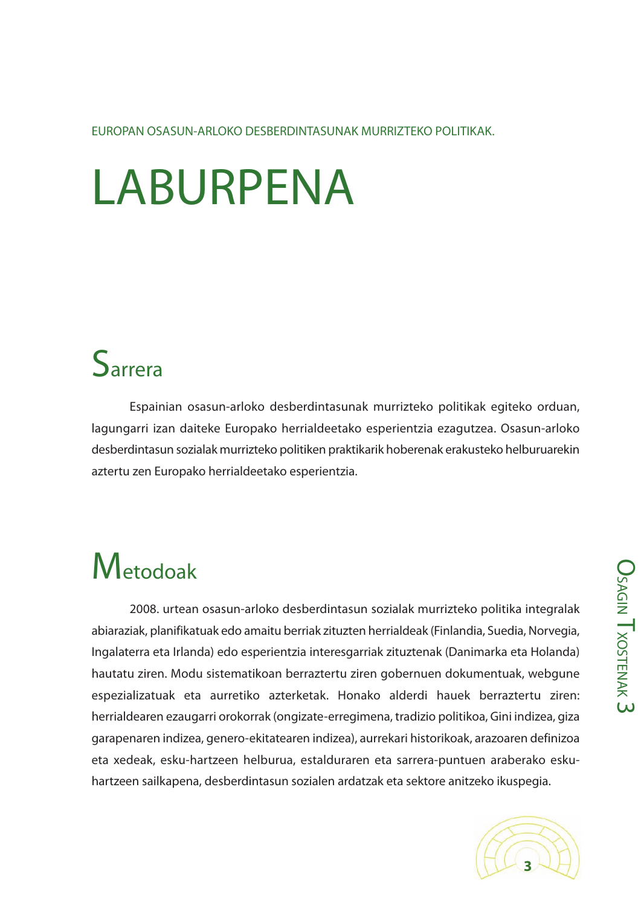EUROPAN OSASUN-ARLOKO DESBERDINTASUNAK MURRIZTEKO POLITIKAK.

# LABURPENA

## Sarrera

Espainian osasun-arloko desberdintasunak murrizteko politikak egiteko orduan, lagungarri izan daiteke Europako herrialdeetako esperientzia ezagutzea. Osasun-arloko desberdintasun sozialak murrizteko politiken praktikarik hoberenak erakusteko helburuarekin aztertu zen Europako herrialdeetako esperientzia.

## Metodoak

2008. urtean osasun-arloko desberdintasun sozialak murrizteko politika integralak abiaraziak, planifikatuak edo amaitu berriak zituzten herrialdeak (Finlandia, Suedia, Norvegia, Ingalaterra eta Irlanda) edo esperientzia interesgarriak zituztenak (Danimarka eta Holanda) hautatu ziren. Modu sistematikoan berraztertu ziren gobernuen dokumentuak, webgune espezializatuak eta aurretiko azterketak. Honako alderdi hauek berraztertu ziren: herrialdearen ezaugarri orokorrak (ongizate-erregimena, tradizio politikoa, Gini indizea, giza garapenaren indizea, genero-ekitatearen indizea), aurrekari historikoak, arazoaren definizoa eta xedeak, esku-hartzeen helburua, estalduraren eta sarrera-puntuen araberako esku-hartzeen sailkapena, desberdintasun sozialen ardatzak eta sektore anitzeko ikuspegia.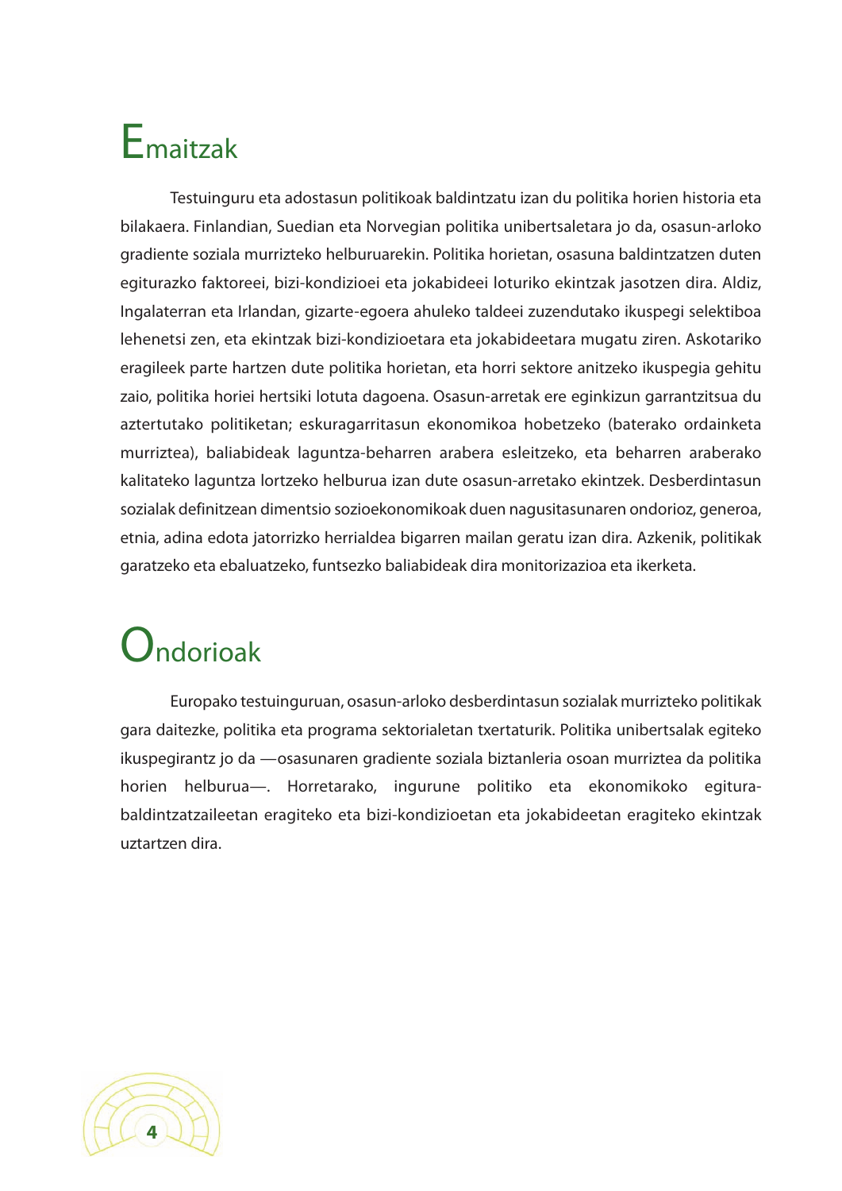# Emaitzak

Testuinguru eta adostasun politikoak baldintzatu izan du politika horien historia eta bilakaera. Finlandian, Suedian eta Norvegian politika unibertsaletara jo da, osasun-arloko gradiente soziala murrizteko helburuarekin. Politika horietan, osasuna baldintzatzen duten egiturazko faktoreei, bizi-kondizioei eta jokabideei loturiko ekintzak jasotzen dira. Aldiz, Ingalaterran eta Irlandan, gizarte-egoera ahuleko taldeei zuzendutako ikuspegi selektiboa lehenetsi zen, eta ekintzak bizi-kondizioetara eta jokabideetara mugatu ziren. Askotariko eragileek parte hartzen dute politika horietan, eta horri sektore anitzeko ikuspegia gehitu zaio, politika horiei hertsiki lotuta dagoena. Osasun-arretak ere eginkizun garrantzitsua du aztertutako politiketan; eskuragarritasun ekonomikoa hobetzeko (baterako ordainketa murriztea), baliabideak laguntza-beharren arabera esleitzeko, eta beharren araberako kalitateko laguntza lortzeko helburua izan dute osasun-arretako ekintzek. Desberdintasun sozialak definitzean dimentsio sozioekonomikoak duen nagusitasunaren ondorioz, generoa, etnia, adina edota jatorrizko herrialdea bigarren mailan geratu izan dira. Azkenik, politikak garatzeko eta ebaluatzeko, funtsezko baliabideak dira monitorizazioa eta ikerketa.

# Ondorioak

Europako testuinguruan, osasun-arloko desberdintasun sozialak murrizteko politikak gara daitezke, politika eta programa sektorialetan txertaturik. Politika unibertsalak egiteko ikuspegirantz jo da —osasunaren gradiente soziala biztanleria osoan murriztea da politika horien helburua—. Horretarako, ingurune politiko eta ekonomikoko egitura-baldintzatzaileetan eragiteko eta bizi-kondizioetan eta jokabideetan eragiteko ekintzak uztartzen dira.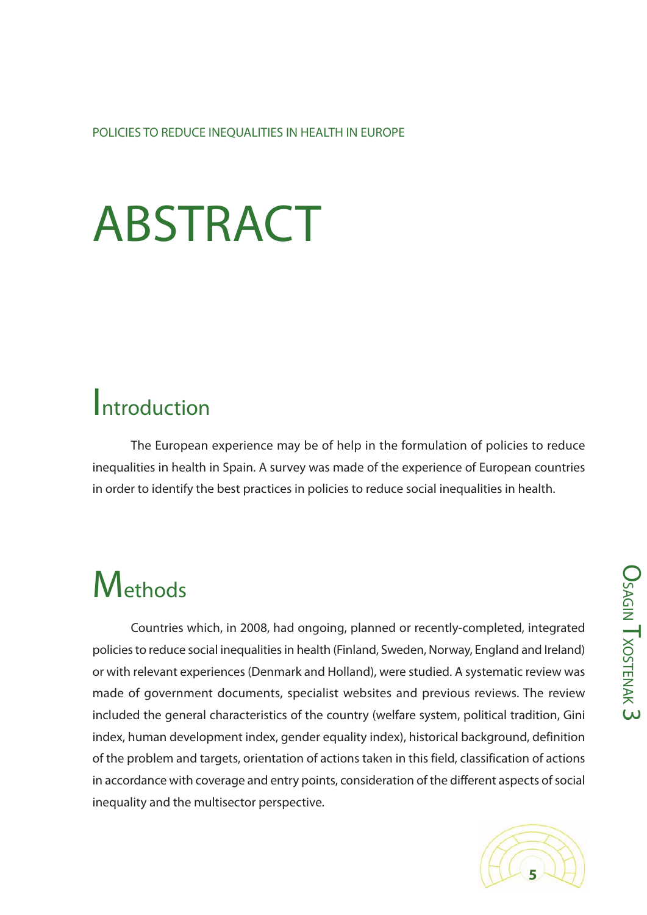# ABSTRACT

## Introduction

The European experience may be of help in the formulation of policies to reduce inequalities in health in Spain. A survey was made of the experience of European countries in order to identify the best practices in policies to reduce social inequalities in health.

## Methods

Countries which, in 2008, had ongoing, planned or recently-completed, integrated policies to reduce social inequalities in health (Finland, Sweden, Norway, England and Ireland) or with relevant experiences (Denmark and Holland), were studied. A systematic review was made of government documents, specialist websites and previous reviews. The review included the general characteristics of the country (welfare system, political tradition, Gini index, human development index, gender equality index), historical background, definition of the problem and targets, orientation of actions taken in this field, classification of actions in accordance with coverage and entry points, consideration of the different aspects of social inequality and the multisector perspective.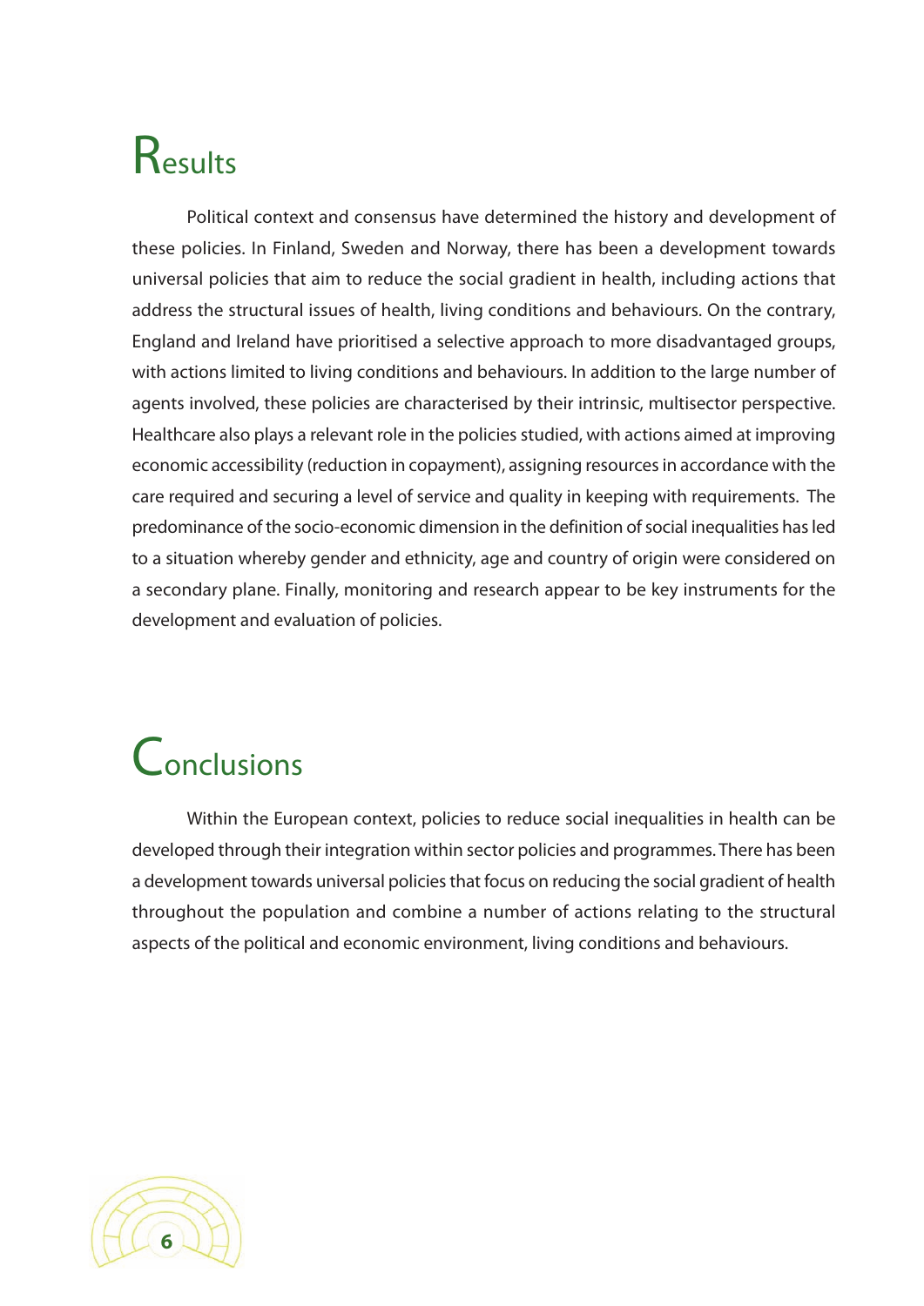# Results

Political context and consensus have determined the history and development of these policies. In Finland, Sweden and Norway, there has been a development towards universal policies that aim to reduce the social gradient in health, including actions that address the structural issues of health, living conditions and behaviours. On the contrary, England and Ireland have prioritised a selective approach to more disadvantaged groups, with actions limited to living conditions and behaviours. In addition to the large number of agents involved, these policies are characterised by their intrinsic, multisector perspective. Healthcare also plays a relevant role in the policies studied, with actions aimed at improving economic accessibility (reduction in copayment), assigning resources in accordance with the care required and securing a level of service and quality in keeping with requirements. The predominance of the socio-economic dimension in the definition of social inequalities has led to a situation whereby gender and ethnicity, age and country of origin were considered on a secondary plane. Finally, monitoring and research appear to be key instruments for the development and evaluation of policies.

# Conclusions

Within the European context, policies to reduce social inequalities in health can be developed through their integration within sector policies and programmes. There has been a development towards universal policies that focus on reducing the social gradient of health throughout the population and combine a number of actions relating to the structural aspects of the political and economic environment, living conditions and behaviours.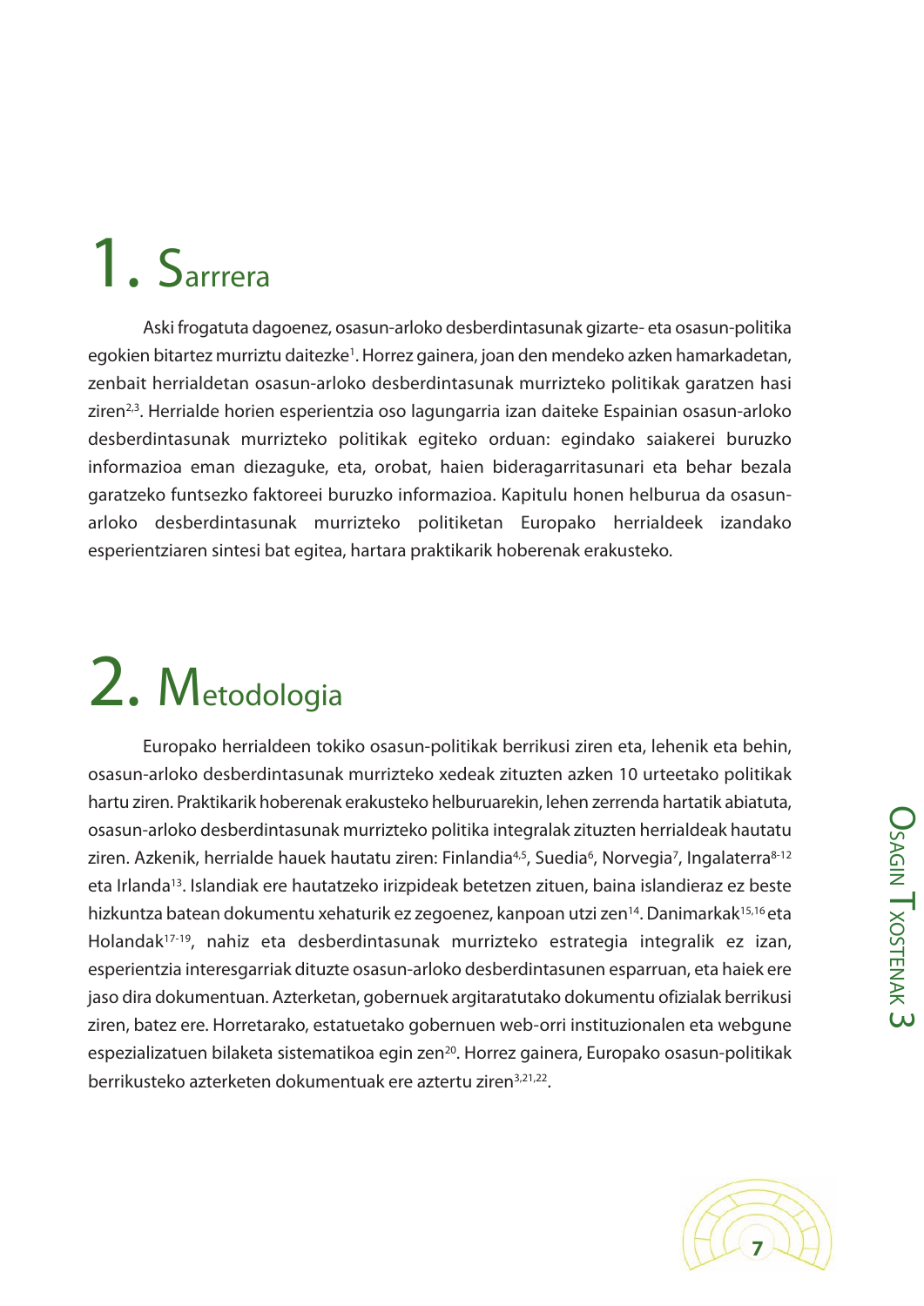# 1. Sarrrera

Aski frogatuta dagoenez, osasun-arloko desberdintasunak gizarte- eta osasun-politika egokien bitartez murriztu daitezke[1]. Horrez gainera, joan den mendeko azken hamarkadetan, zenbait herrialdetan osasun-arloko desberdintasunak murrizteko politikak garatzen hasi ziren[2,3]. Herrialde horien esperientzia oso lagungarria izan daiteke Espainian osasun-arloko desberdintasunak murrizteko politikak egiteko orduan: egindako saiakerei buruzko informazioa eman diezaguke, eta, orobat, haien bideragarritasunari eta behar bezala garatzeko funtsezko faktoreei buruzko informazioa. Kapitulu honen helburua da osasun-arloko desberdintasunak murrizteko politiketan Europako herrialdeek izandako esperientziaren sintesi bat egitea, hartara praktikarik hoberenak erakusteko.

# 2. Metodologia

Europako herrialdeen tokiko osasun-politikak berrikusi ziren eta, lehenik eta behin, osasun-arloko desberdintasunak murrizteko xedeak zituzten azken 10 urteetako politikak hartu ziren. Praktikarik hoberenak erakusteko helburuarekin, lehen zerrenda hartatik abiatuta, osasun-arloko desberdintasunak murrizteko politika integralak zituzten herrialdeak hautatu ziren. Azkenik, herrialde hauek hautatu ziren: Finlandia[4,5], Suedia[6], Norvegia[7], Ingalaterra[8-12] eta Irlanda[13]. Islandiak ere hautatzeko irizpideak betetzen zituen, baina islandieraz ez beste hizkuntza batean dokumentu xehaturik ez zegoenez, kanpoan utzi zen[14]. Danimarkak[15,16] eta Holandak[17-19], nahiz eta desberdintasunak murrizteko estrategia integralik ez izan, esperientzia interesgarriak dituzte osasun-arloko desberdintasunen esparruan, eta haiek ere jaso dira dokumentuan. Azterketan, gobernuek argitaratutako dokumentu ofizialak berrikusi ziren, batez ere. Horretarako, estatuetako gobernuen web-orri instituzionalen eta webgune espezializatuen bilaketa sistematikoa egin zen[20]. Horrez gainera, Europako osasun-politikak berrikusteko azterketen dokumentuak ere aztertu ziren[3,21,22].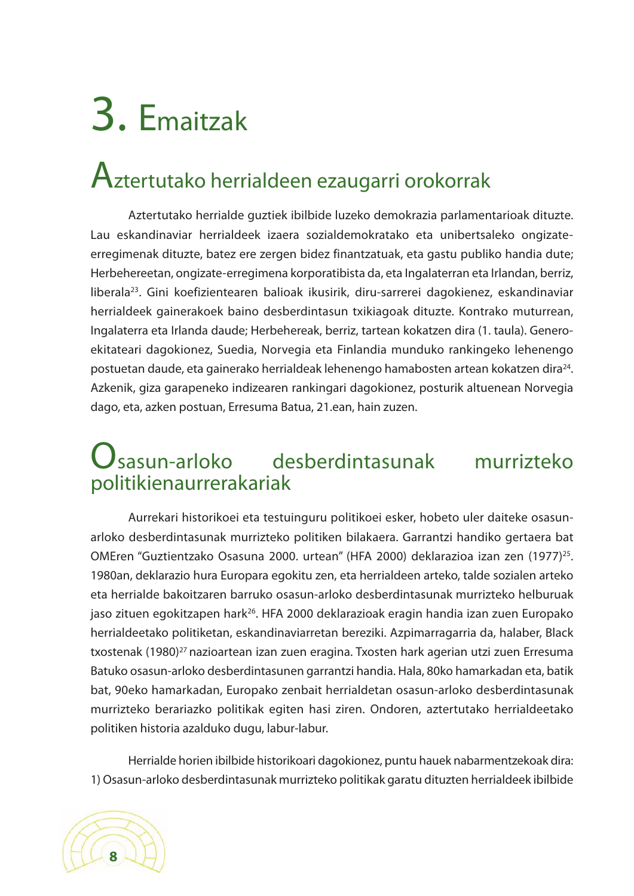# 3. Emaitzak

## Aztertutako herrialdeen ezaugarri orokorrak

Aztertutako herrialde guztiek ibilbide luzeko demokrazia parlamentarioak dituzte. Lau eskandinaviar herrialdeek izaera sozialdemokratako eta unibertsaleko ongizate-erregimenak dituzte, batez ere zergen bidez finantzatuak, eta gastu publiko handia dute; Herbehereetan, ongizate-erregimena korporatibista da, eta Ingalaterran eta Irlandan, berriz, liberala[23]. Gini koefizientearen balioak ikusirik, diru-sarrerei dagokienez, eskandinaviar herrialdeek gainerakoek baino desberdintasun txikiagoak dituzte. Kontrako muturrean, Ingalaterra eta Irlanda daude; Herbehereak, berriz, tartean kokatzen dira (1. taula). Genero-ekitateari dagokionez, Suedia, Norvegia eta Finlandia munduko rankingeko lehenengo postuetan daude, eta gainerako herrialdeak lehenengo hamabosten artean kokatzen dira[24]. Azkenik, giza garapeneko indizearen rankingari dagokionez, posturik altuenean Norvegia dago, eta, azken postuan, Erresuma Batua, 21.ean, hain zuzen.

## Osasun-arloko desberdintasunak murrizteko politikienaurrerakariak

Aurrekari historikoei eta testuinguru politikoei esker, hobeto uler daiteke osasun-arloko desberdintasunak murrizteko politiken bilakaera. Garrantzi handiko gertaera bat OMEren "Guztientzako Osasuna 2000. urtean" (HFA 2000) deklarazioa izan zen (1977)[25]. 1980an, deklarazio hura Europara egokitu zen, eta herrialdeen arteko, talde sozialen arteko eta herrialde bakoitzaren barruko osasun-arloko desberdintasunak murrizteko helburuak jaso zituen egokitzapen hark[26]. HFA 2000 deklarazioak eragin handia izan zuen Europako herrialdeetako politiketan, eskandinaviarretan bereziki. Azpimarragarria da, halaber, Black txostenak (1980)[27] nazioartean izan zuen eragina. Txosten hark agerian utzi zuen Erresuma Batuko osasun-arloko desberdintasunen garrantzi handia. Hala, 80ko hamarkadan eta, batik bat, 90eko hamarkadan, Europako zenbait herrialdetan osasun-arloko desberdintasunak murrizteko berariazko politikak egiten hasi ziren. Ondoren, aztertutako herrialdeetako politiken historia azalduko dugu, labur-labur.

Herrialde horien ibilbide historikoari dagokionez, puntu hauek nabarmentzekoak dira: 1) Osasun-arloko desberdintasunak murrizteko politikak garatu dituzten herrialdeek ibilbide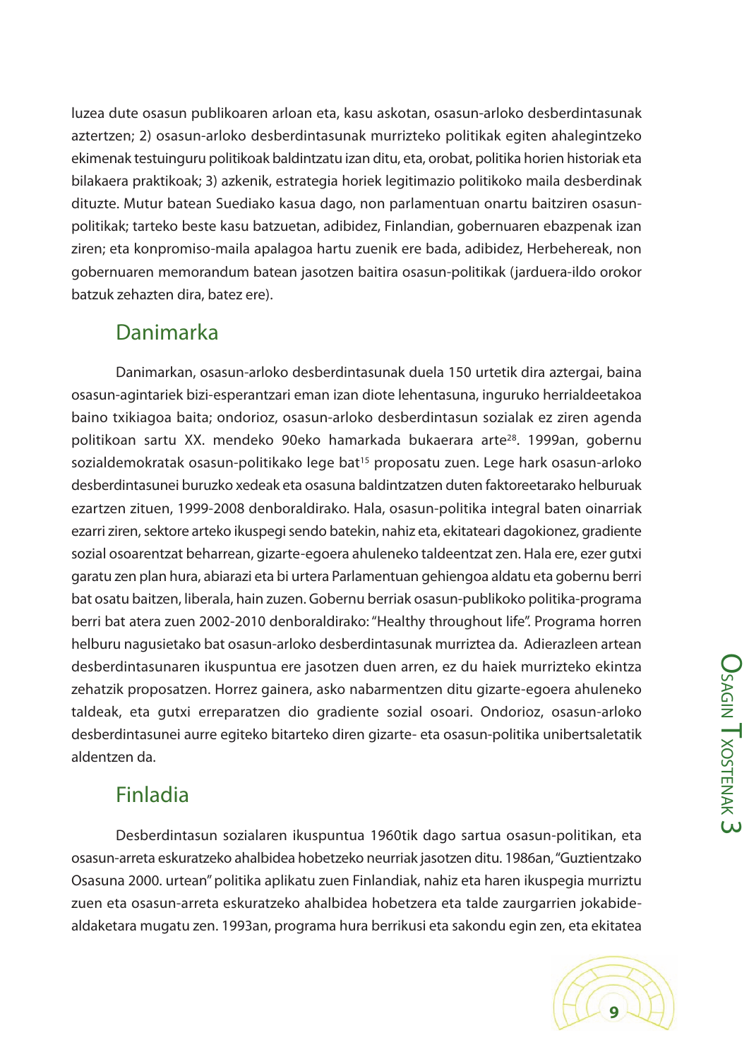luzea dute osasun publikoaren arloan eta, kasu askotan, osasun-arloko desberdintasunak aztertzen; 2) osasun-arloko desberdintasunak murrizteko politikak egiten ahalegintzeko ekimenak testuinguru politikoak baldintzatu izan ditu, eta, orobat, politika horien historiak eta bilakaera praktikoak; 3) azkenik, estrategia horiek legitimazio politikoko maila desberdinak dituzte. Mutur batean Suediako kasua dago, non parlamentuan onartu baitziren osasun-politikak; tarteko beste kasu batzuetan, adibidez, Finlandian, gobernuaren ebazpenak izan ziren; eta konpromiso-maila apalagoa hartu zuenik ere bada, adibidez, Herbehereak, non gobernuaren memorandum batean jasotzen baitira osasun-politikak (jarduera-ildo orokor batzuk zehazten dira, batez ere).

## Danimarka

Danimarkan, osasun-arloko desberdintasunak duela 150 urtetik dira aztergai, baina osasun-agintariek bizi-esperantzari eman izan diote lehentasuna, inguruko herrialdeetakoa baino txikiagoa baita; ondorioz, osasun-arloko desberdintasun sozialak ez ziren agenda politikoan sartu XX. mendeko 90eko hamarkada bukaerara arte[28]. 1999an, gobernu sozialdemokratak osasun-politikako lege bat[15] proposatu zuen. Lege hark osasun-arloko desberdintasunei buruzko xedeak eta osasuna baldintzatzen duten faktoreetarako helburuak ezartzen zituen, 1999-2008 denboraldirako. Hala, osasun-politika integral baten oinarriak ezarri ziren, sektore arteko ikuspegi sendo batekin, nahiz eta, ekitateari dagokionez, gradiente sozial osoarentzat beharrean, gizarte-egoera ahuleneko taldeentzat zen. Hala ere, ezer gutxi garatu zen plan hura, abiarazi eta bi urtera Parlamentuan gehiengoa aldatu eta gobernu berri bat osatu baitzen, liberala, hain zuzen. Gobernu berriak osasun-publikoko politika-programa berri bat atera zuen 2002-2010 denboraldirako: "Healthy throughout life". Programa horren helburu nagusietako bat osasun-arloko desberdintasunak murriztea da. Adierazleen artean desberdintasunaren ikuspuntua ere jasotzen duen arren, ez du haiek murrizteko ekintza zehatzik proposatzen. Horrez gainera, asko nabarmentzen ditu gizarte-egoera ahuleneko taldeak, eta gutxi erreparatzen dio gradiente sozial osoari. Ondorioz, osasun-arloko desberdintasunei aurre egiteko bitarteko diren gizarte- eta osasun-politika unibertsaletatik aldentzen da.

## Finladia

Desberdintasun sozialaren ikuspuntua 1960tik dago sartua osasun-politikan, eta osasun-arreta eskuratzeko ahalbidea hobetzeko neurriak jasotzen ditu. 1986an, "Guztientzako Osasuna 2000. urtean" politika aplikatu zuen Finlandiak, nahiz eta haren ikuspegia murriztu zuen eta osasun-arreta eskuratzeko ahalbidea hobetzera eta talde zaurgarrien jokabide-aldaketara mugatu zen. 1993an, programa hura berrikusi eta sakondu egin zen, eta ekitatea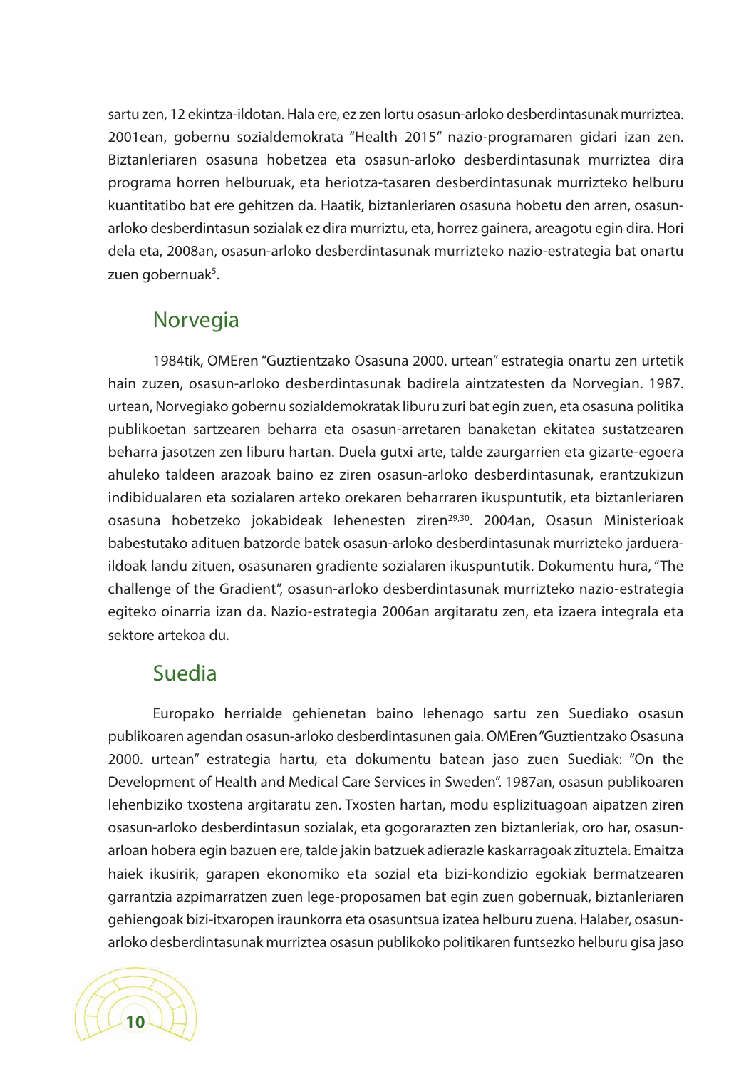sartu zen, 12 ekintza-ildotan. Hala ere, ez zen lortu osasun-arloko desberdintasunak murriztea. 2001ean, gobernu sozialdemokrata "Health 2015" nazio-programaren gidari izan zen. Biztanleriaren osasuna hobetzea eta osasun-arloko desberdintasunak murriztea dira programa horren helburuak, eta heriotza-tasaren desberdintasunak murrizteko helburu kuantitatibo bat ere gehitzen da. Haatik, biztanleriaren osasuna hobetu den arren, osasun-arloko desberdintasun sozialak ez dira murriztu, eta, horrez gainera, areagotu egin dira. Hori dela eta, 2008an, osasun-arloko desberdintasunak murrizteko nazio-estrategia bat onartu zuen gobernuak[5].

## Norvegia

1984tik, OMEren "Guztientzako Osasuna 2000. urtean" estrategia onartu zen urtetik hain zuzen, osasun-arloko desberdintasunak badirela aintzatesten da Norvegian. 1987. urtean, Norvegiako gobernu sozialdemokratak liburu zuri bat egin zuen, eta osasuna politika publikoetan sartzearen beharra eta osasun-arretaren banaketan ekitatea sustatzearen beharra jasotzen zen liburu hartan. Duela gutxi arte, talde zaurgarrien eta gizarte-egoera ahuleko taldeen arazoak baino ez ziren osasun-arloko desberdintasunak, erantzukizun indibidualaren eta sozialaren arteko orekaren beharraren ikuspuntutik, eta biztanleriaren osasuna hobetzeko jokabideak lehenesten ziren[29,30]. 2004an, Osasun Ministerioak babestutako adituen batzorde batek osasun-arloko desberdintasunak murrizteko jarduera-ildoak landu zituen, osasunaren gradiente sozialaren ikuspuntutik. Dokumentu hura, "The challenge of the Gradient", osasun-arloko desberdintasunak murrizteko nazio-estrategia egiteko oinarria izan da. Nazio-estrategia 2006an argitaratu zen, eta izaera integrala eta sektore artekoa du.

## Suedia

Europako herrialde gehienetan baino lehenago sartu zen Suediako osasun publikoaren agendan osasun-arloko desberdintasunen gaia. OMEren "Guztientzako Osasuna 2000. urtean" estrategia hartu, eta dokumentu batean jaso zuen Suediak: "On the Development of Health and Medical Care Services in Sweden". 1987an, osasun publikoaren lehenbiziko txostena argitaratu zen. Txosten hartan, modu esplizituagoan aipatzen ziren osasun-arloko desberdintasun sozialak, eta gogorarazten zen biztanleriak, oro har, osasun-arloan hobera egin bazuen ere, talde jakin batzuek adierazle kaskarragoak zituztela. Emaitza haiek ikusirik, garapen ekonomiko eta sozial eta bizi-kondizio egokiak bermatzearen garrantzia azpimarratzen zuen lege-proposamen bat egin zuen gobernuak, biztanleriaren gehiengoak bizi-itxaropen iraunkorra eta osasuntsua izatea helburu zuena. Halaber, osasun-arloko desberdintasunak murriztea osasun publikoko politikaren funtsezko helburu gisa jaso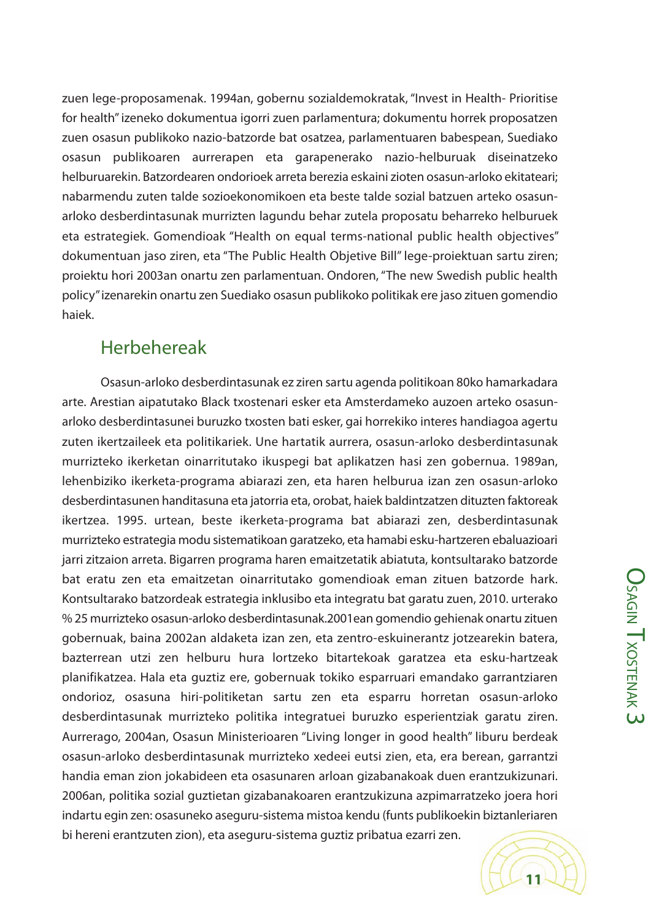zuen lege-proposamenak. 1994an, gobernu sozialdemokratak, "Invest in Health- Prioritise for health" izeneko dokumentua igorri zuen parlamentura; dokumentu horrek proposatzen zuen osasun publikoko nazio-batzorde bat osatzea, parlamentuaren babespean, Suediako osasun publikoaren aurrerapen eta garapenerako nazio-helburuak diseinatzeko helburuarekin. Batzordearen ondorioek arreta berezia eskaini zioten osasun-arloko ekitateari; nabarmendu zuten talde sozioekonomikoen eta beste talde sozial batzuen arteko osasun-arloko desberdintasunak murrizten lagundu behar zutela proposatu beharreko helburuek eta estrategiek. Gomendioak "Health on equal terms-national public health objectives" dokumentuan jaso ziren, eta "The Public Health Objetive Bill" lege-proiektuan sartu ziren; proiektu hori 2003an onartu zen parlamentuan. Ondoren, "The new Swedish public health policy" izenarekin onartu zen Suediako osasun publikoko politikak ere jaso zituen gomendio haiek.

## Herbehereak

Osasun-arloko desberdintasunak ez ziren sartu agenda politikoan 80ko hamarkadara arte. Arestian aipatutako Black txostenari esker eta Amsterdameko auzoen arteko osasun-arloko desberdintasunei buruzko txosten bati esker, gai horrekiko interes handiagoa agertu zuten ikertzaileek eta politikariek. Une hartatik aurrera, osasun-arloko desberdintasunak murrizteko ikerketan oinarritutako ikuspegi bat aplikatzen hasi zen gobernua. 1989an, lehenbiziko ikerketa-programa abiarazi zen, eta haren helburua izan zen osasun-arloko desberdintasunen handitasuna eta jatorria eta, orobat, haiek baldintzatzen dituzten faktoreak ikertzea. 1995. urtean, beste ikerketa-programa bat abiarazi zen, desberdintasunak murrizteko estrategia modu sistematikoan garatzeko, eta hamabi esku-hartzeren ebaluazioari jarri zitzaion arreta. Bigarren programa haren emaitzetatik abiatuta, kontsultarako batzorde bat eratu zen eta emaitzetan oinarritutako gomendioak eman zituen batzorde hark. Kontsultarako batzordeak estrategia inklusibo eta integratu bat garatu zuen, 2010. urterako % 25 murrizteko osasun-arloko desberdintasunak.2001ean gomendio gehienak onartu zituen gobernuak, baina 2002an aldaketa izan zen, eta zentro-eskuinerantz jotzearekin batera, bazterrean utzi zen helburu hura lortzeko bitartekoak garatzea eta esku-hartzeak planifikatzea. Hala eta guztiz ere, gobernuak tokiko esparruari emandako garrantziaren ondorioz, osasuna hiri-politiketan sartu zen eta esparru horretan osasun-arloko desberdintasunak murrizteko politika integratuei buruzko esperientziak garatu ziren. Aurrerago, 2004an, Osasun Ministerioaren "Living longer in good health" liburu berdeak osasun-arloko desberdintasunak murrizteko xedeei eutsi zien, eta, era berean, garrantzi handia eman zion jokabideen eta osasunaren arloan gizabanakoak duen erantzukizunari. 2006an, politika sozial guztietan gizabanakoaren erantzukizuna azpimarratzeko joera hori indartu egin zen: osasuneko aseguru-sistema mistoa kendu (funts publikoekin biztanleriaren bi hereni erantzuten zion), eta aseguru-sistema guztiz pribatua ezarri zen.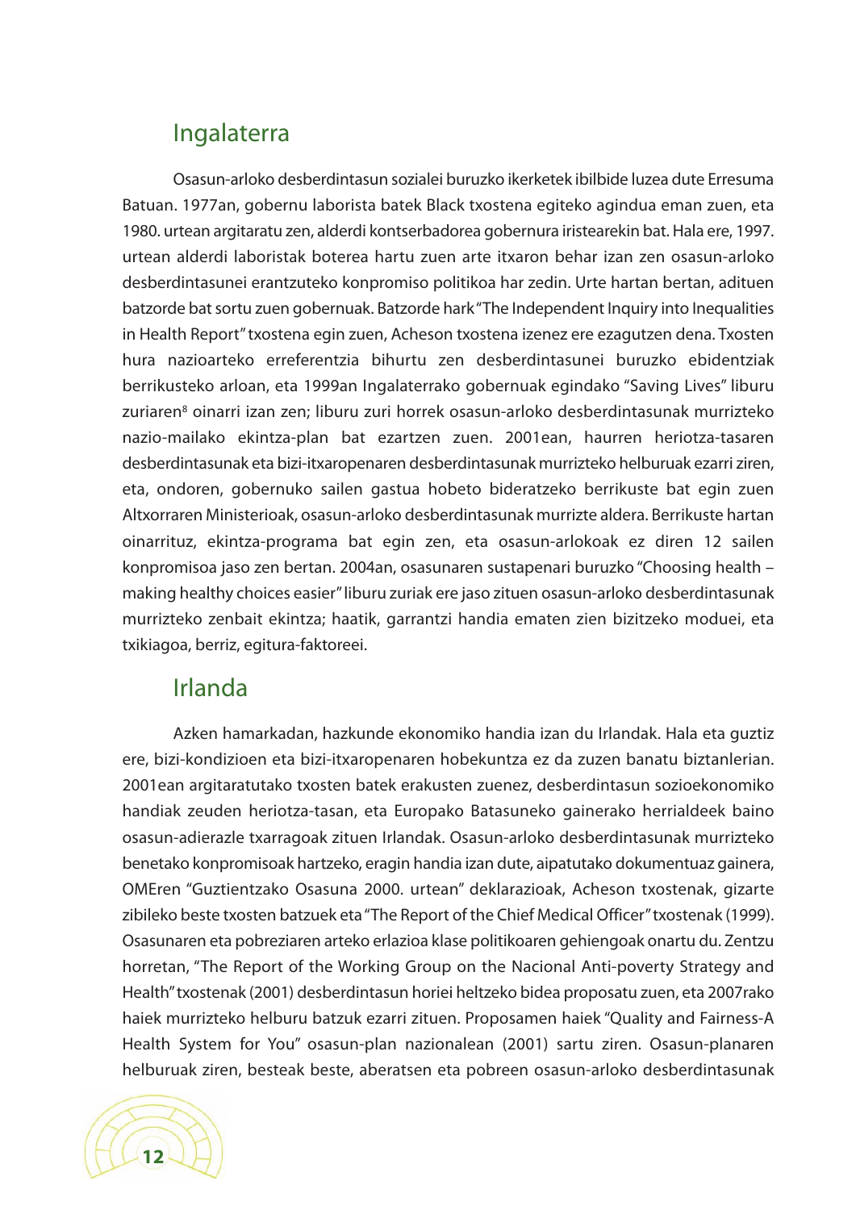## Ingalaterra

Osasun-arloko desberdintasun sozialei buruzko ikerketek ibilbide luzea dute Erresuma Batuan. 1977an, gobernu laborista batek Black txostena egiteko agindua eman zuen, eta 1980. urtean argitaratu zen, alderdi kontserbadorea gobernura iristearekin bat. Hala ere, 1997. urtean alderdi laboristak boterea hartu zuen arte itxaron behar izan zen osasun-arloko desberdintasunei erantzuteko konpromiso politikoa har zedin. Urte hartan bertan, adituen batzorde bat sortu zuen gobernuak. Batzorde hark "The Independent Inquiry into Inequalities in Health Report" txostena egin zuen, Acheson txostena izenez ere ezagutzen dena. Txosten hura nazioarteko erreferentzia bihurtu zen desberdintasunei buruzko ebidentziak berrikusteko arloan, eta 1999an Ingalaterrako gobernuak egindako "Saving Lives" liburu zuriaren[8] oinarri izan zen; liburu zuri horrek osasun-arloko desberdintasunak murrizteko nazio-mailako ekintza-plan bat ezartzen zuen. 2001ean, haurren heriotza-tasaren desberdintasunak eta bizi-itxaropenaren desberdintasunak murrizteko helburuak ezarri ziren, eta, ondoren, gobernuko sailen gastua hobeto bideratzeko berrikuste bat egin zuen Altxorraren Ministerioak, osasun-arloko desberdintasunak murrizte aldera. Berrikuste hartan oinarrituz, ekintza-programa bat egin zen, eta osasun-arlokoak ez diren 12 sailen konpromisoa jaso zen bertan. 2004an, osasunaren sustapenari buruzko "Choosing health – making healthy choices easier" liburu zuriak ere jaso zituen osasun-arloko desberdintasunak murrizteko zenbait ekintza; haatik, garrantzi handia ematen zien bizitzeko moduei, eta txikiagoa, berriz, egitura-faktoreei.

## Irlanda

Azken hamarkadan, hazkunde ekonomiko handia izan du Irlandak. Hala eta guztiz ere, bizi-kondizioen eta bizi-itxaropenaren hobekuntza ez da zuzen banatu biztanlerian. 2001ean argitaratutako txosten batek erakusten zuenez, desberdintasun sozioekonomiko handiak zeuden heriotza-tasan, eta Europako Batasuneko gainerako herrialdeek baino osasun-adierazle txarragoak zituen Irlandak. Osasun-arloko desberdintasunak murrizteko benetako konpromisoak hartzeko, eragin handia izan dute, aipatutako dokumentuaz gainera, OMEren "Guztientzako Osasuna 2000. urtean" deklarazioak, Acheson txostenak, gizarte zibileko beste txosten batzuek eta "The Report of the Chief Medical Officer" txostenak (1999). Osasunaren eta pobreziaren arteko erlazioa klase politikoaren gehiengoak onartu du. Zentzu horretan, "The Report of the Working Group on the Nacional Anti-poverty Strategy and Health" txostenak (2001) desberdintasun horiei heltzeko bidea proposatu zuen, eta 2007rako haiek murrizteko helburu batzuk ezarri zituen. Proposamen haiek "Quality and Fairness-A Health System for You" osasun-plan nazionalean (2001) sartu ziren. Osasun-planaren helburuak ziren, besteak beste, aberatsen eta pobreen osasun-arloko desberdintasunak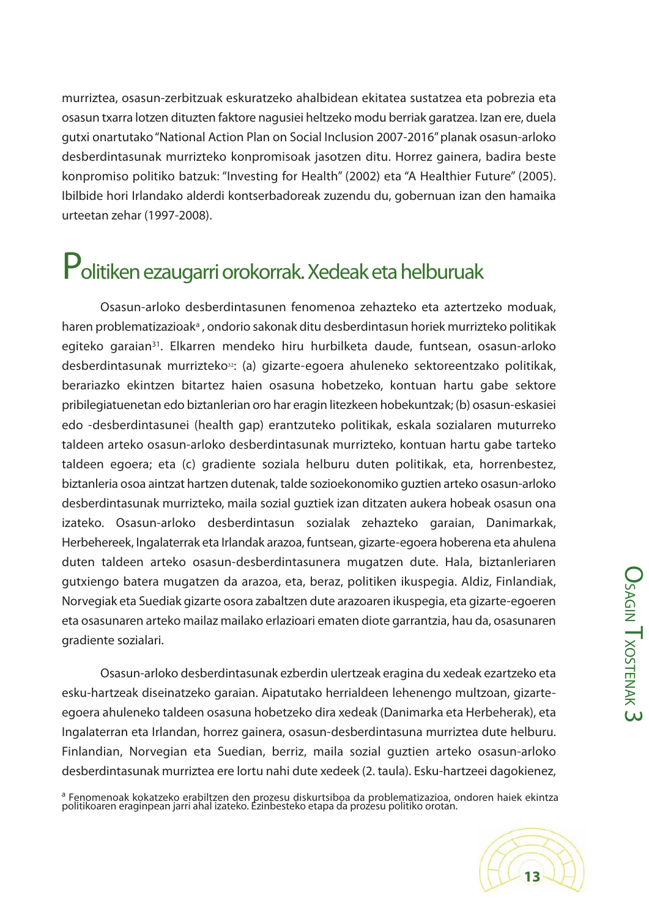murriztea, osasun-zerbitzuak eskuratzeko ahalbidean ekitatea sustatzea eta pobrezia eta osasun txarra lotzen dituzten faktore nagusiei heltzeko modu berriak garatzea. Izan ere, duela gutxi onartutako "National Action Plan on Social Inclusion 2007-2016" planak osasun-arloko desberdintasunak murrizteko konpromisoak jasotzen ditu. Horrez gainera, badira beste konpromiso politiko batzuk: "Investing for Health" (2002) eta "A Healthier Future" (2005). Ibilbide hori Irlandako alderdi kontserbadoreak zuzendu du, gobernuan izan den hamaika urteetan zehar (1997-2008).

## Politiken ezaugarri orokorrak. Xedeak eta helburuak

Osasun-arloko desberdintasunen fenomenoa zehazteko eta aztertzeko moduak, haren problematizazioak[a], ondorio sakonak ditu desberdintasun horiek murrizteko politikak egiteko garaian[31]. Elkarren mendeko hiru hurbilketa daude, funtsean, osasun-arloko desberdintasunak murrizteko[32]: (a) gizarte-egoera ahuleneko sektoreentzako politikak, berariazko ekintzen bitartez haien osasuna hobetzeko, kontuan hartu gabe sektore pribilegiatuenetan edo biztanlerian oro har eragin litezkeen hobekuntzak; (b) osasun-eskasiei edo -desberdintasunei (health gap) erantzuteko politikak, eskala sozialaren muturreko taldeen arteko osasun-arloko desberdintasunak murrizteko, kontuan hartu gabe tarteko taldeen egoera; eta (c) gradiente soziala helburu duten politikak, eta, horrenbestez, biztanleria osoa aintzat hartzen dutenak, talde sozioekonomiko guztien arteko osasun-arloko desberdintasunak murrizteko, maila sozial guztiek izan ditzaten aukera hobeak osasun ona izateko. Osasun-arloko desberdintasun sozialak zehazteko garaian, Danimarkak, Herbehereek, Ingalaterrak eta Irlandak arazoa, funtsean, gizarte-egoera hoberena eta ahulena duten taldeen arteko osasun-desberdintasunera mugatzen dute. Hala, biztanleriaren gutxiengo batera mugatzen da arazoa, eta, beraz, politiken ikuspegia. Aldiz, Finlandiak, Norvegiak eta Suediak gizarte osora zabaltzen dute arazoaren ikuspegia, eta gizarte-egoeren eta osasunaren arteko mailaz mailako erlazioari ematen diote garrantzia, hau da, osasunaren gradiente sozialari.

Osasun-arloko desberdintasunak ezberdin ulertzeak eragina du xedeak ezartzeko eta esku-hartzeak diseinatzeko garaian. Aipatutako herrialdeen lehenengo multzoan, gizarte-egoera ahuleneko taldeen osasuna hobetzeko dira xedeak (Danimarka eta Herbeherak), eta Ingalaterran eta Irlandan, horrez gainera, osasun-desberdintasuna murriztea dute helburu. Finlandian, Norvegian eta Suedian, berriz, maila sozial guztien arteko osasun-arloko desberdintasunak murriztea ere lortu nahi dute xedeek (2. taula). Esku-hartzeei dagokienez,

[a] Fenomenoak kokatzeko erabiltzen den prozesu diskurtsiboa da problematizazioa, ondoren haiek ekintza politikoaren eraginpean jarri ahal izateko. Ezinbesteko etapa da prozesu politiko orotan.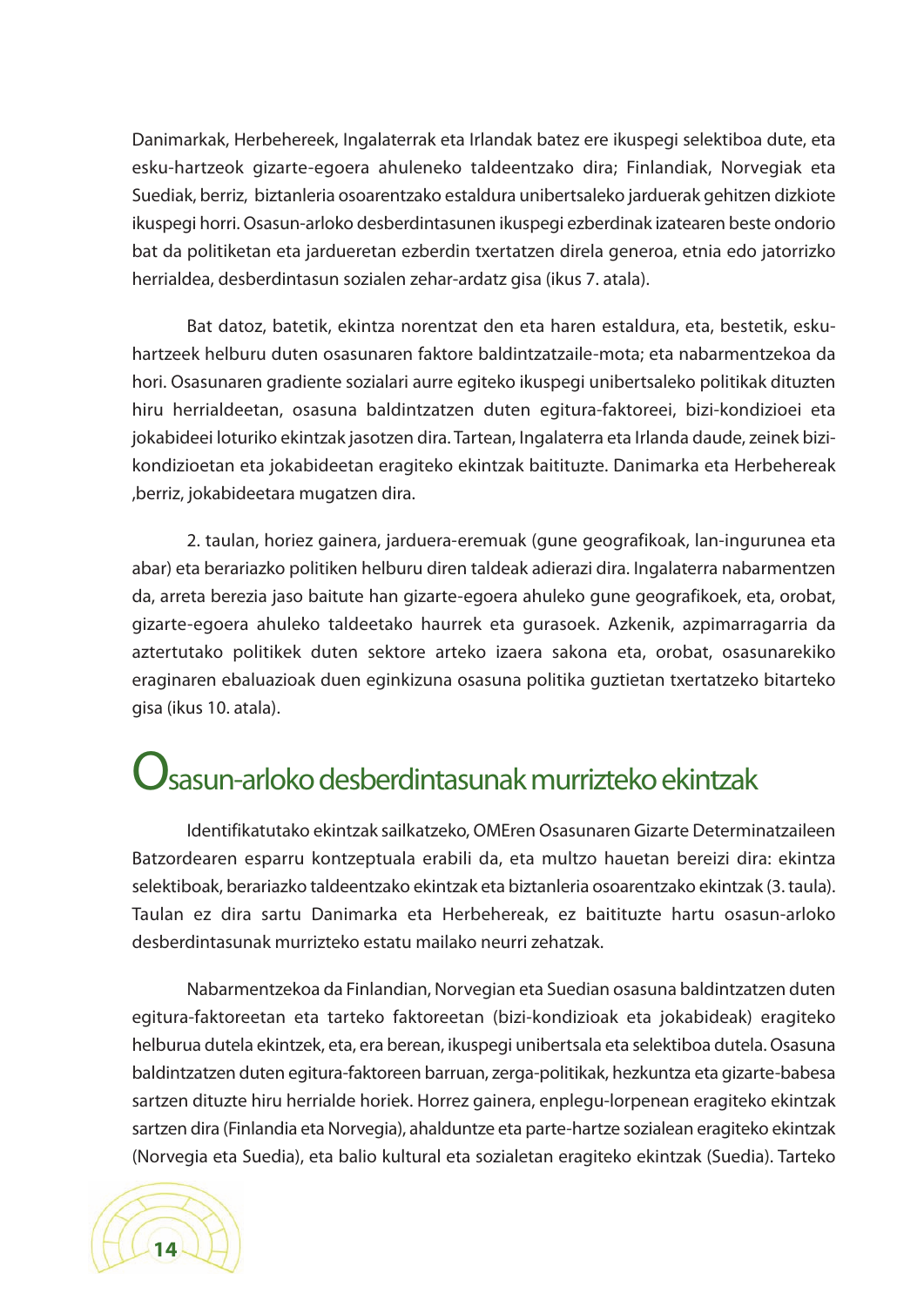Danimarkak, Herbehereek, Ingalaterrak eta Irlandak batez ere ikuspegi selektiboa dute, eta esku-hartzeok gizarte-egoera ahuleneko taldeentzako dira; Finlandiak, Norvegiak eta Suediak, berriz, biztanleria osoarentzako estaldura unibertsaleko jarduerak gehitzen dizkiote ikuspegi horri. Osasun-arloko desberdintasunen ikuspegi ezberdinak izatearen beste ondorio bat da politiketan eta jardueretan ezberdin txertatzen direla generoa, etnia edo jatorrizko herrialdea, desberdintasun sozialen zehar-ardatz gisa (ikus 7. atala).

Bat datoz, batetik, ekintza norentzat den eta haren estaldura, eta, bestetik, esku-hartzeek helburu duten osasunaren faktore baldintzatzaile-mota; eta nabarmentzekoa da hori. Osasunaren gradiente sozialari aurre egiteko ikuspegi unibertsaleko politikak dituzten hiru herrialdeetan, osasuna baldintzatzen duten egitura-faktoreei, bizi-kondizioei eta jokabideei loturiko ekintzak jasotzen dira. Tartean, Ingalaterra eta Irlanda daude, zeinek bizi-kondizioetan eta jokabideetan eragiteko ekintzak baitituzte. Danimarka eta Herbehereak ,berriz, jokabideetara mugatzen dira.

2. taulan, horiez gainera, jarduera-eremuak (gune geografikoak, lan-ingurunea eta abar) eta berariazko politiken helburu diren taldeak adierazi dira. Ingalaterra nabarmentzen da, arreta berezia jaso baitute han gizarte-egoera ahuleko gune geografikoek, eta, orobat, gizarte-egoera ahuleko taldeetako haurrek eta gurasoek. Azkenik, azpimarragarria da aztertutako politikek duten sektore arteko izaera sakona eta, orobat, osasunarekiko eraginaren ebaluazioak duen eginkizuna osasuna politika guztietan txertatzeko bitarteko gisa (ikus 10. atala).

# Osasun-arloko desberdintasunak murrizteko ekintzak

Identifikatutako ekintzak sailkatzeko, OMEren Osasunaren Gizarte Determinatzaileen Batzordearen esparru kontzeptuala erabili da, eta multzo hauetan bereizi dira: ekintza selektiboak, berariazko taldeentzako ekintzak eta biztanleria osoarentzako ekintzak (3. taula). Taulan ez dira sartu Danimarka eta Herbehereak, ez baitituzte hartu osasun-arloko desberdintasunak murrizteko estatu mailako neurri zehatzak.

Nabarmentzekoa da Finlandian, Norvegian eta Suedian osasuna baldintzatzen duten egitura-faktoreetan eta tarteko faktoreetan (bizi-kondizioak eta jokabideak) eragiteko helburua dutela ekintzek, eta, era berean, ikuspegi unibertsala eta selektiboa dutela. Osasuna baldintzatzen duten egitura-faktoreen barruan, zerga-politikak, hezkuntza eta gizarte-babesa sartzen dituzte hiru herrialde horiek. Horrez gainera, enplegu-lorpenean eragiteko ekintzak sartzen dira (Finlandia eta Norvegia), ahalduntze eta parte-hartze sozialean eragiteko ekintzak (Norvegia eta Suedia), eta balio kultural eta sozialetan eragiteko ekintzak (Suedia). Tarteko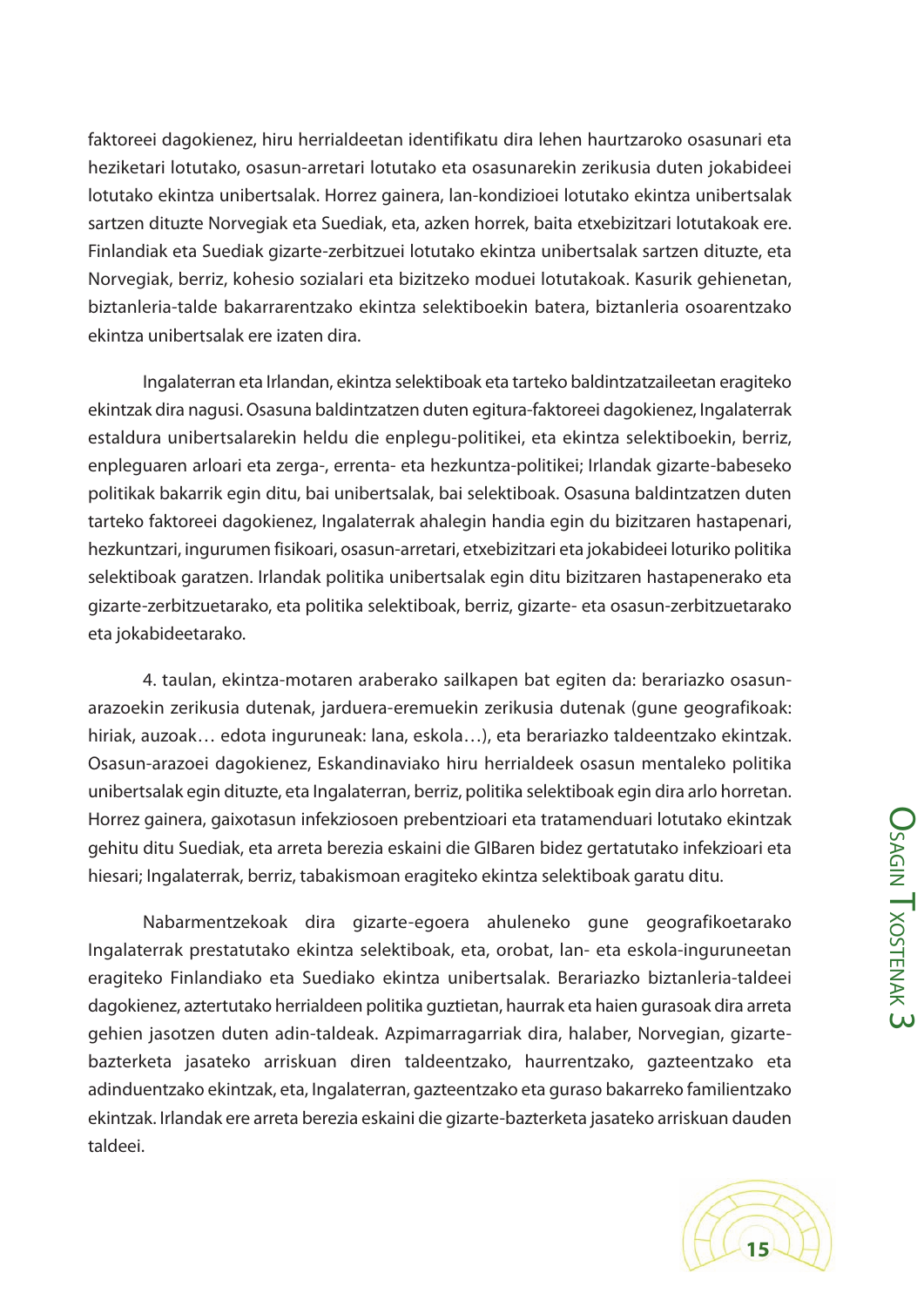faktoreei dagokienez, hiru herrialdeetan identifikatu dira lehen haurtzaroko osasunari eta heziketari lotutako, osasun-arretari lotutako eta osasunarekin zerikusia duten jokabideei lotutako ekintza unibertsalak. Horrez gainera, lan-kondizioei lotutako ekintza unibertsalak sartzen dituzte Norvegiak eta Suediak, eta, azken horrek, baita etxebizitzari lotutakoak ere. Finlandiak eta Suediak gizarte-zerbitzuei lotutako ekintza unibertsalak sartzen dituzte, eta Norvegiak, berriz, kohesio sozialari eta bizitzeko moduei lotutakoak. Kasurik gehienetan, biztanleria-talde bakarrarentzako ekintza selektiboekin batera, biztanleria osoarentzako ekintza unibertsalak ere izaten dira.

Ingalaterran eta Irlandan, ekintza selektiboak eta tarteko baldintzatzaileetan eragiteko ekintzak dira nagusi. Osasuna baldintzatzen duten egitura-faktoreei dagokienez, Ingalaterrak estaldura unibertsalarekin heldu die enplegu-politikei, eta ekintza selektiboekin, berriz, enpleguaren arloari eta zerga-, errenta- eta hezkuntza-politikei; Irlandak gizarte-babeseko politikak bakarrik egin ditu, bai unibertsalak, bai selektiboak. Osasuna baldintzatzen duten tarteko faktoreei dagokienez, Ingalaterrak ahalegin handia egin du bizitzaren hastapenari, hezkuntzari, ingurumen fisikoari, osasun-arretari, etxebizitzari eta jokabideei loturiko politika selektiboak garatzen. Irlandak politika unibertsalak egin ditu bizitzaren hastapenerako eta gizarte-zerbitzuetarako, eta politika selektiboak, berriz, gizarte- eta osasun-zerbitzuetarako eta jokabideetarako.

4. taulan, ekintza-motaren araberako sailkapen bat egiten da: berariazko osasun-arazoekin zerikusia dutenak, jarduera-eremuekin zerikusia dutenak (gune geografikoak: hiriak, auzoak… edota inguruneak: lana, eskola…), eta berariazko taldeentzako ekintzak. Osasun-arazoei dagokienez, Eskandinaviako hiru herrialdeek osasun mentaleko politika unibertsalak egin dituzte, eta Ingalaterran, berriz, politika selektiboak egin dira arlo horretan. Horrez gainera, gaixotasun infekziosoen prebentzioari eta tratamenduari lotutako ekintzak gehitu ditu Suediak, eta arreta berezia eskaini die GIBaren bidez gertatutako infekzioari eta hiesari; Ingalaterrak, berriz, tabakismoan eragiteko ekintza selektiboak garatu ditu.

Nabarmentzekoak dira gizarte-egoera ahuleneko gune geografikoetarako Ingalaterrak prestatutako ekintza selektiboak, eta, orobat, lan- eta eskola-inguruneetan eragiteko Finlandiako eta Suediako ekintza unibertsalak. Berariazko biztanleria-taldeei dagokienez, aztertutako herrialdeen politika guztietan, haurrak eta haien gurasoak dira arreta gehien jasotzen duten adin-taldeak. Azpimarragarriak dira, halaber, Norvegian, gizarte-bazterketa jasateko arriskuan diren taldeentzako, haurrentzako, gazteentzako eta adinduentzako ekintzak, eta, Ingalaterran, gazteentzako eta guraso bakarreko familientzako ekintzak. Irlandak ere arreta berezia eskaini die gizarte-bazterketa jasateko arriskuan dauden taldeei.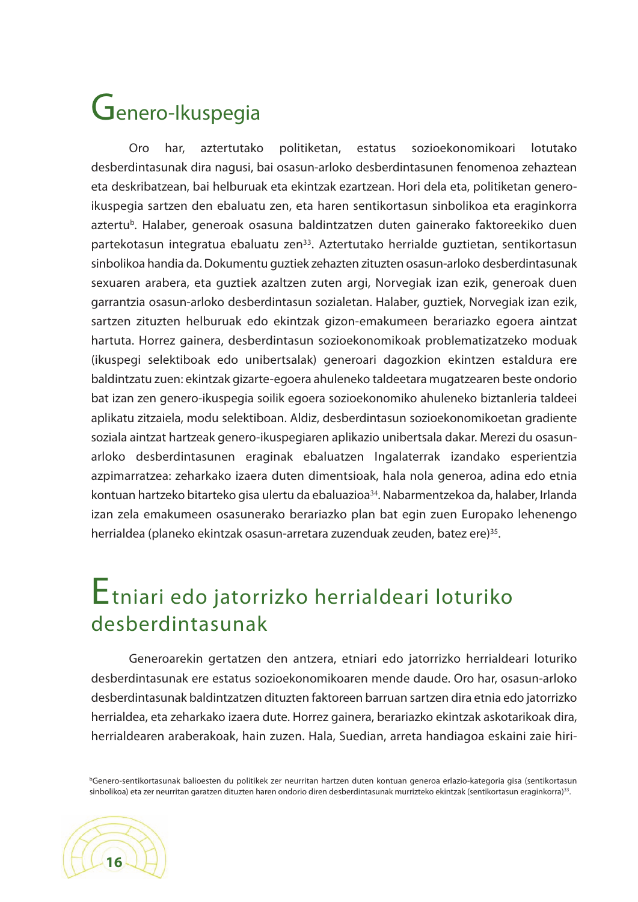## Genero-Ikuspegia

Oro har, aztertutako politiketan, estatus sozioekonomikoari lotutako desberdintasunak dira nagusi, bai osasun-arloko desberdintasunen fenomenoa zehaztean eta deskribatzean, bai helburuak eta ekintzak ezartzean. Hori dela eta, politiketan genero-ikuspegia sartzen den ebaluatu zen, eta haren sentikortasun sinbolikoa eta eraginkorra aztertu[b]. Halaber, generoak osasuna baldintzatzen duten gainerako faktoreekiko duen partekotasun integratua ebaluatu zen[33]. Aztertutako herrialde guztietan, sentikortasun sinbolikoa handia da. Dokumentu guztiek zehazten zituzten osasun-arloko desberdintasunak sexuaren arabera, eta guztiek azaltzen zuten argi, Norvegiak izan ezik, generoak duen garrantzia osasun-arloko desberdintasun sozialetan. Halaber, guztiek, Norvegiak izan ezik, sartzen zituzten helburuak edo ekintzak gizon-emakumeen berariazko egoera aintzat hartuta. Horrez gainera, desberdintasun sozioekonomikoak problematizatzeko moduak (ikuspegi selektiboak edo unibertsalak) generoari dagozkion ekintzen estaldura ere baldintzatu zuen: ekintzak gizarte-egoera ahuleneko taldeetara mugatzearen beste ondorio bat izan zen genero-ikuspegia soilik egoera sozioekonomiko ahuleneko biztanleria taldeei aplikatu zitzaiela, modu selektiboan. Aldiz, desberdintasun sozioekonomikoetan gradiente soziala aintzat hartzeak genero-ikuspegiaren aplikazio unibertsala dakar. Merezi du osasun-arloko desberdintasunen eraginak ebaluatzen Ingalaterrak izandako esperientzia azpimarratzea: zeharkako izaera duten dimentsioak, hala nola generoa, adina edo etnia kontuan hartzeko bitarteko gisa ulertu da ebaluazioa[34]. Nabarmentzekoa da, halaber, Irlanda izan zela emakumeen osasunerako berariazko plan bat egin zuen Europako lehenengo herrialdea (planeko ekintzak osasun-arretara zuzenduak zeuden, batez ere)[35].

## Etniari edo jatorrizko herrialdeari loturiko desberdintasunak

Generoarekin gertatzen den antzera, etniari edo jatorrizko herrialdeari loturiko desberdintasunak ere estatus sozioekonomikoaren mende daude. Oro har, osasun-arloko desberdintasunak baldintzatzen dituzten faktoreen barruan sartzen dira etnia edo jatorrizko herrialdea, eta zeharkako izaera dute. Horrez gainera, berariazko ekintzak askotarikoak dira, herrialdearen araberakoak, hain zuzen. Hala, Suedian, arreta handiagoa eskaini zaie hiri-

[b]Genero-sentikortasunak balioesten du politikek zer neurritan hartzen duten kontuan generoa erlazio-kategoria gisa (sentikortasun sinbolikoa) eta zer neurritan garatzen dituzten haren ondorio diren desberdintasunak murrizteko ekintzak (sentikortasun eraginkorra)[33].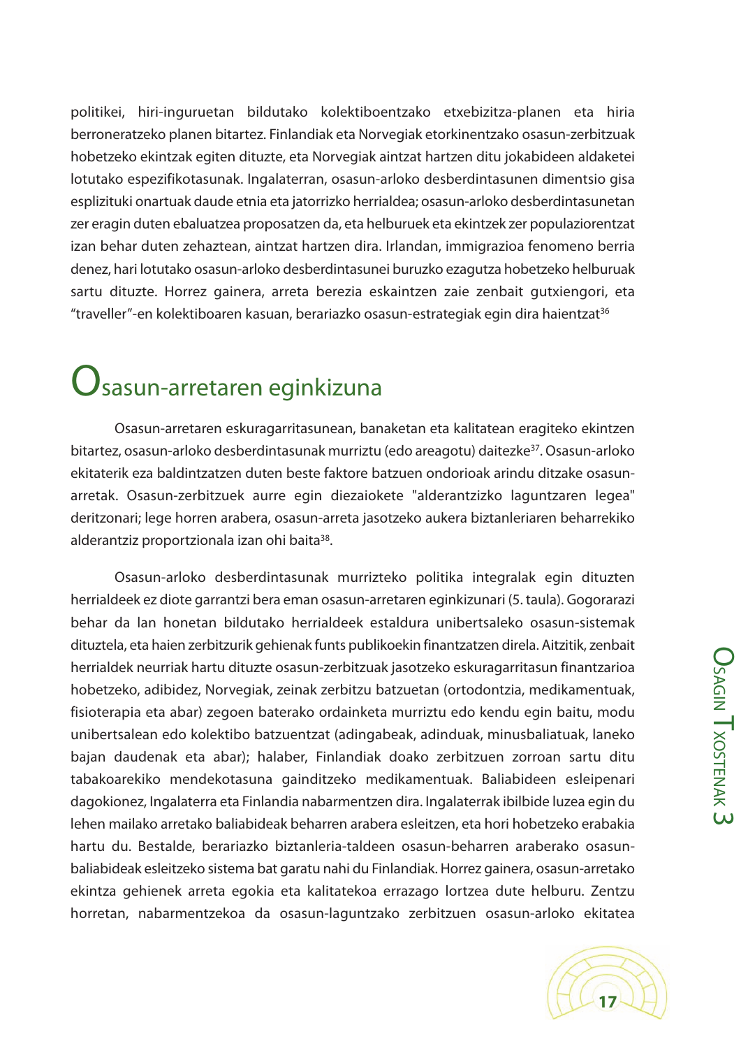politikei, hiri-inguruetan bildutako kolektiboentzako etxebizitza-planen eta hiria berroneratzeko planen bitartez. Finlandiak eta Norvegiak etorkinentzako osasun-zerbitzuak hobetzeko ekintzak egiten dituzte, eta Norvegiak aintzat hartzen ditu jokabideen aldaketei lotutako espezifikotasunak. Ingalaterran, osasun-arloko desberdintasunen dimentsio gisa esplizituki onartuak daude etnia eta jatorrizko herrialdea; osasun-arloko desberdintasunetan zer eragin duten ebaluatzea proposatzen da, eta helburuek eta ekintzek zer populaziorentzat izan behar duten zehaztean, aintzat hartzen dira. Irlandan, immigrazioa fenomeno berria denez, hari lotutako osasun-arloko desberdintasunei buruzko ezagutza hobetzeko helburuak sartu dituzte. Horrez gainera, arreta berezia eskaintzen zaie zenbait gutxiengori, eta "traveller"-en kolektiboaren kasuan, berariazko osasun-estrategiak egin dira haientzat[36]

## Osasun-arretaren eginkizuna

Osasun-arretaren eskuragarritasunean, banaketan eta kalitatean eragiteko ekintzen bitartez, osasun-arloko desberdintasunak murriztu (edo areagotu) daitezke[37]. Osasun-arloko ekitaterik eza baldintzatzen duten beste faktore batzuen ondorioak arindu ditzake osasun-arretak. Osasun-zerbitzuek aurre egin diezaiokete "alderantzizko laguntzaren legea" deritzonari; lege horren arabera, osasun-arreta jasotzeko aukera biztanleriaren beharrekiko alderantziz proportzionala izan ohi baita[38].

Osasun-arloko desberdintasunak murrizteko politika integralak egin dituzten herrialdeek ez diote garrantzi bera eman osasun-arretaren eginkizunari (5. taula). Gogorarazi behar da lan honetan bildutako herrialdeek estaldura unibertsaleko osasun-sistemak dituztela, eta haien zerbitzurik gehienak funts publikoekin finantzatzen direla. Aitzitik, zenbait herrialdek neurriak hartu dituzte osasun-zerbitzuak jasotzeko eskuragarritasun finantzarioa hobetzeko, adibidez, Norvegiak, zeinak zerbitzu batzuetan (ortodontzia, medikamentuak, fisioterapia eta abar) zegoen baterako ordainketa murriztu edo kendu egin baitu, modu unibertsalean edo kolektibo batzuentzat (adingabeak, adinduak, minusbaliatuak, laneko bajan daudenak eta abar); halaber, Finlandiak doako zerbitzuen zorroan sartu ditu tabakoarekiko mendekotasuna gainditzeko medikamentuak. Baliabideen esleipenari dagokionez, Ingalaterra eta Finlandia nabarmentzen dira. Ingalaterrak ibilbide luzea egin du lehen mailako arretako baliabideak beharren arabera esleitzen, eta hori hobetzeko erabakia hartu du. Bestalde, berariazko biztanleria-taldeen osasun-beharren araberako osasun-baliabideak esleitzeko sistema bat garatu nahi du Finlandiak. Horrez gainera, osasun-arretako ekintza gehienek arreta egokia eta kalitatekoa errazago lortzea dute helburu. Zentzu horretan, nabarmentzekoa da osasun-laguntzako zerbitzuen osasun-arloko ekitatea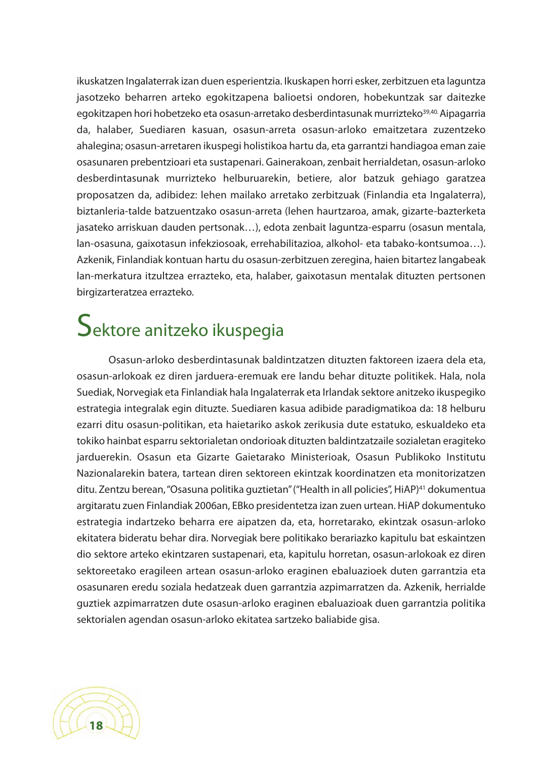ikuskatzen Ingalaterrak izan duen esperientzia. Ikuskapen horri esker, zerbitzuen eta laguntza jasotzeko beharren arteko egokitzapena balioetsi ondoren, hobekuntzak sar daitezke egokitzapen hori hobetzeko eta osasun-arretako desberdintasunak murrizteko[39,40]. Aipagarria da, halaber, Suediaren kasuan, osasun-arreta osasun-arloko emaitzetara zuzentzeko ahalegina; osasun-arretaren ikuspegi holistikoa hartu da, eta garrantzi handiagoa eman zaie osasunaren prebentzioari eta sustapenari. Gainerakoan, zenbait herrialdetan, osasun-arloko desberdintasunak murrizteko helburuarekin, betiere, alor batzuk gehiago garatzea proposatzen da, adibidez: lehen mailako arretako zerbitzuak (Finlandia eta Ingalaterra), biztanleria-talde batzuentzako osasun-arreta (lehen haurtzaroa, amak, gizarte-bazterketa jasateko arriskuan dauden pertsonak…), edota zenbait laguntza-esparru (osasun mentala, lan-osasuna, gaixotasun infekziosoak, errehabilitazioa, alkohol- eta tabako-kontsumoa…). Azkenik, Finlandiak kontuan hartu du osasun-zerbitzuen zeregina, haien bitartez langabeak lan-merkatura itzultzea errazteko, eta, halaber, gaixotasun mentalak dituzten pertsonen birgizarteratzea errazteko.

# Sektore anitzeko ikuspegia

Osasun-arloko desberdintasunak baldintzatzen dituzten faktoreen izaera dela eta, osasun-arlokoak ez diren jarduera-eremuak ere landu behar dituzte politikek. Hala, nola Suediak, Norvegiak eta Finlandiak hala Ingalaterrak eta Irlandak sektore anitzeko ikuspegiko estrategia integralak egin dituzte. Suediaren kasua adibide paradigmatikoa da: 18 helburu ezarri ditu osasun-politikan, eta haietariko askok zerikusia dute estatuko, eskualdeko eta tokiko hainbat esparru sektorialetan ondorioak dituzten baldintzatzaile sozialetan eragiteko jarduerekin. Osasun eta Gizarte Gaietarako Ministerioak, Osasun Publikoko Institutu Nazionalarekin batera, tartean diren sektoreen ekintzak koordinatzen eta monitorizatzen ditu. Zentzu berean, "Osasuna politika guztietan" ("Health in all policies", HiAP)[41] dokumentua argitaratu zuen Finlandiak 2006an, EBko presidentetza izan zuen urtean. HiAP dokumentuko estrategia indartzeko beharra ere aipatzen da, eta, horretarako, ekintzak osasun-arloko ekitatera bideratu behar dira. Norvegiak bere politikako berariazko kapitulu bat eskaintzen dio sektore arteko ekintzaren sustapenari, eta, kapitulu horretan, osasun-arlokoak ez diren sektoreetako eragileen artean osasun-arloko eraginen ebaluazioek duten garrantzia eta osasunaren eredu soziala hedatzeak duen garrantzia azpimarratzen da. Azkenik, herrialde guztiek azpimarratzen dute osasun-arloko eraginen ebaluazioak duen garrantzia politika sektorialen agendan osasun-arloko ekitatea sartzeko baliabide gisa.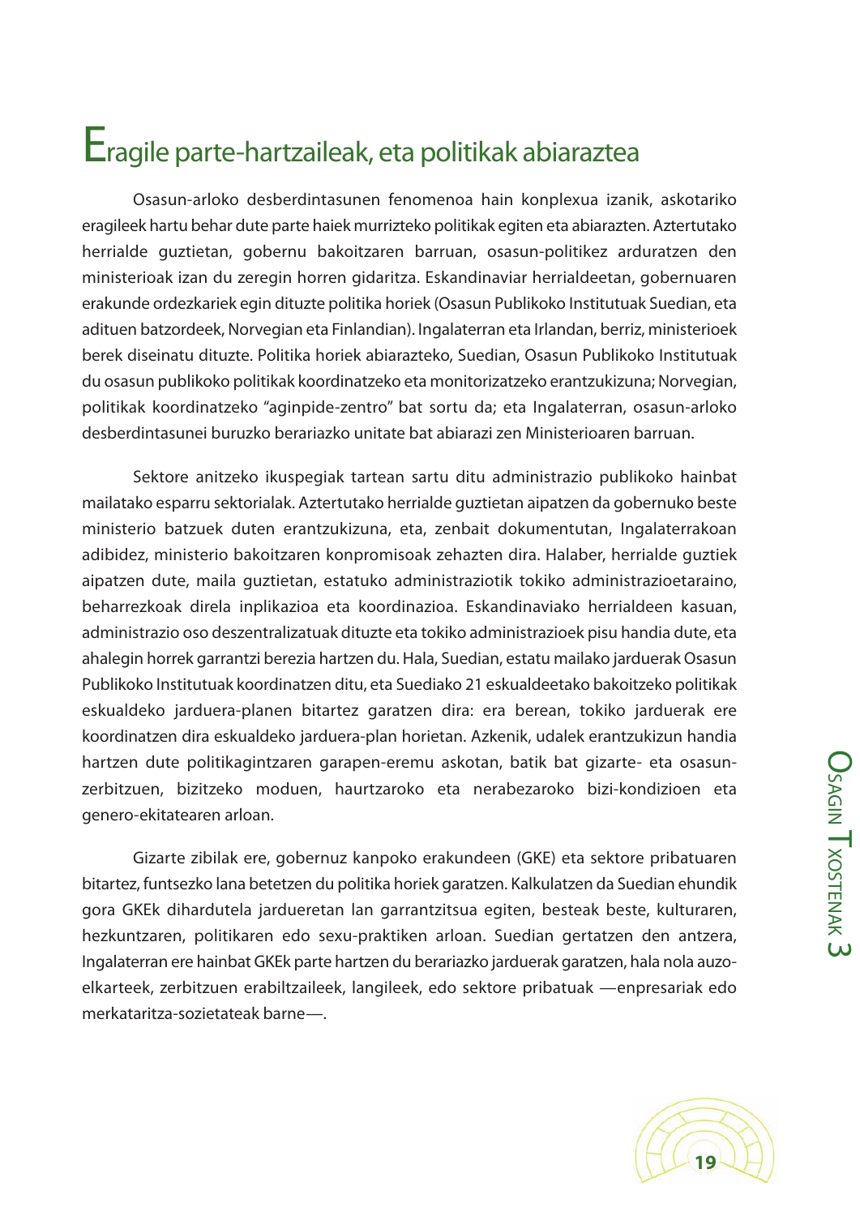# Eragile parte-hartzaileak, eta politikak abiaraztea

Osasun-arloko desberdintasunen fenomenoa hain konplexua izanik, askotariko eragileek hartu behar dute parte haiek murrizteko politikak egiten eta abiarazten. Aztertutako herrialde guztietan, gobernu bakoitzaren barruan, osasun-politikez arduratzen den ministerioak izan du zeregin horren gidaritza. Eskandinaviar herrialdeetan, gobernuaren erakunde ordezkariek egin dituzte politika horiek (Osasun Publikoko Institutuak Suedian, eta adituen batzordeek, Norvegian eta Finlandian). Ingalaterran eta Irlandan, berriz, ministerioek berek diseinatu dituzte. Politika horiek abiarazteko, Suedian, Osasun Publikoko Institutuak du osasun publikoko politikak koordinatzeko eta monitorizatzeko erantzukizuna; Norvegian, politikak koordinatzeko "aginpide-zentro" bat sortu da; eta Ingalaterran, osasun-arloko desberdintasunei buruzko berariazko unitate bat abiarazi zen Ministerioaren barruan.

Sektore anitzeko ikuspegiak tartean sartu ditu administrazio publikoko hainbat mailatako esparru sektorialak. Aztertutako herrialde guztietan aipatzen da gobernuko beste ministerio batzuek duten erantzukizuna, eta, zenbait dokumentutan, Ingalaterrakoan adibidez, ministerio bakoitzaren konpromisoak zehazten dira. Halaber, herrialde guztiek aipatzen dute, maila guztietan, estatuko administraziotik tokiko administrazioetaraino, beharrezkoak direla inplikazioa eta koordinazioa. Eskandinaviako herrialdeen kasuan, administrazio oso deszentralizatuak dituzte eta tokiko administrazioek pisu handia dute, eta ahalegin horrek garrantzi berezia hartzen du. Hala, Suedian, estatu mailako jarduerak Osasun Publikoko Institutuak koordinatzen ditu, eta Suediako 21 eskualdeetako bakoitzeko politikak eskualdeko jarduera-planen bitartez garatzen dira: era berean, tokiko jarduerak ere koordinatzen dira eskualdeko jarduera-plan horietan. Azkenik, udalek erantzukizun handia hartzen dute politikagintzaren garapen-eremu askotan, batik bat gizarte- eta osasun-zerbitzuen, bizitzeko moduen, haurtzaroko eta nerabezaroko bizi-kondizioen eta genero-ekitatearen arloan.

Gizarte zibilak ere, gobernuz kanpoko erakundeen (GKE) eta sektore pribatuaren bitartez, funtsezko lana betetzen du politika horiek garatzen. Kalkulatzen da Suedian ehundik gora GKEk dihardutela jardueretan lan garrantzitsua egiten, besteak beste, kulturaren, hezkuntzaren, politikaren edo sexu-praktiken arloan. Suedian gertatzen den antzera, Ingalaterran ere hainbat GKEk parte hartzen du berariazko jarduerak garatzen, hala nola auzo-elkarteek, zerbitzuen erabiltzaileek, langileek, edo sektore pribatuak —enpresariak edo merkataritza-sozietateak barne—.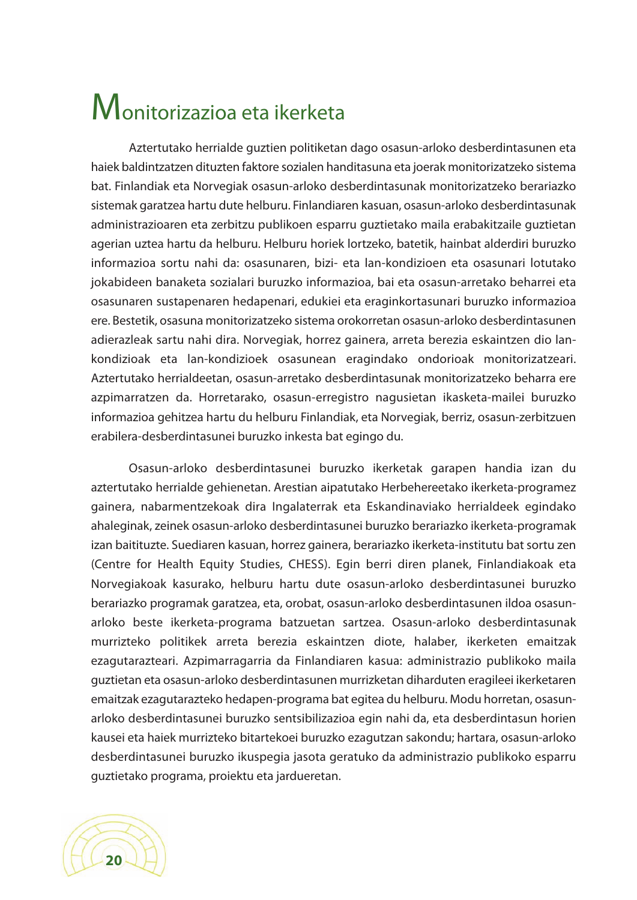# Monitorizazioa eta ikerketa

Aztertutako herrialde guztien politiketan dago osasun-arloko desberdintasunen eta haiek baldintzatzen dituzten faktore sozialen handitasuna eta joerak monitorizatzeko sistema bat. Finlandiak eta Norvegiak osasun-arloko desberdintasunak monitorizatzeko berariazko sistemak garatzea hartu dute helburu. Finlandiaren kasuan, osasun-arloko desberdintasunak administrazioaren eta zerbitzu publikoen esparru guztietako maila erabakitzaile guztietan agerian uztea hartu da helburu. Helburu horiek lortzeko, batetik, hainbat alderdiri buruzko informazioa sortu nahi da: osasunaren, bizi- eta lan-kondizioen eta osasunari lotutako jokabideen banaketa sozialari buruzko informazioa, bai eta osasun-arretako beharrei eta osasunaren sustapenaren hedapenari, edukiei eta eraginkortasunari buruzko informazioa ere. Bestetik, osasuna monitorizatzeko sistema orokorretan osasun-arloko desberdintasunen adierazleak sartu nahi dira. Norvegiak, horrez gainera, arreta berezia eskaintzen dio lan-kondizioak eta lan-kondizioek osasunean eragindako ondorioak monitorizatzeari. Aztertutako herrialdeetan, osasun-arretako desberdintasunak monitorizatzeko beharra ere azpimarratzen da. Horretarako, osasun-erregistro nagusietan ikasketa-mailei buruzko informazioa gehitzea hartu du helburu Finlandiak, eta Norvegiak, berriz, osasun-zerbitzuen erabilera-desberdintasunei buruzko inkesta bat egingo du.

Osasun-arloko desberdintasunei buruzko ikerketak garapen handia izan du aztertutako herrialde gehienetan. Arestian aipatutako Herbehereetako ikerketa-programez gainera, nabarmentzekoak dira Ingalaterrak eta Eskandinaviako herrialdeek egindako ahaleginak, zeinek osasun-arloko desberdintasunei buruzko berariazko ikerketa-programak izan baitituzte. Suediaren kasuan, horrez gainera, berariazko ikerketa-institutu bat sortu zen (Centre for Health Equity Studies, CHESS). Egin berri diren planek, Finlandiakoak eta Norvegiakoak kasurako, helburu hartu dute osasun-arloko desberdintasunei buruzko berariazko programak garatzea, eta, orobat, osasun-arloko desberdintasunen ildoa osasun-arloko beste ikerketa-programa batzuetan sartzea. Osasun-arloko desberdintasunak murrizteko politikek arreta berezia eskaintzen diote, halaber, ikerketen emaitzak ezagutarazteari. Azpimarragarria da Finlandiaren kasua: administrazio publikoko maila guztietan eta osasun-arloko desberdintasunen murrizketan diharduten eragileei ikerketaren emaitzak ezagutarazteko hedapen-programa bat egitea du helburu. Modu horretan, osasun-arloko desberdintasunei buruzko sentsibilizazioa egin nahi da, eta desberdintasun horien kausei eta haiek murrizteko bitartekoei buruzko ezagutzan sakondu; hartara, osasun-arloko desberdintasunei buruzko ikuspegia jasota geratuko da administrazio publikoko esparru guztietako programa, proiektu eta jardueretan.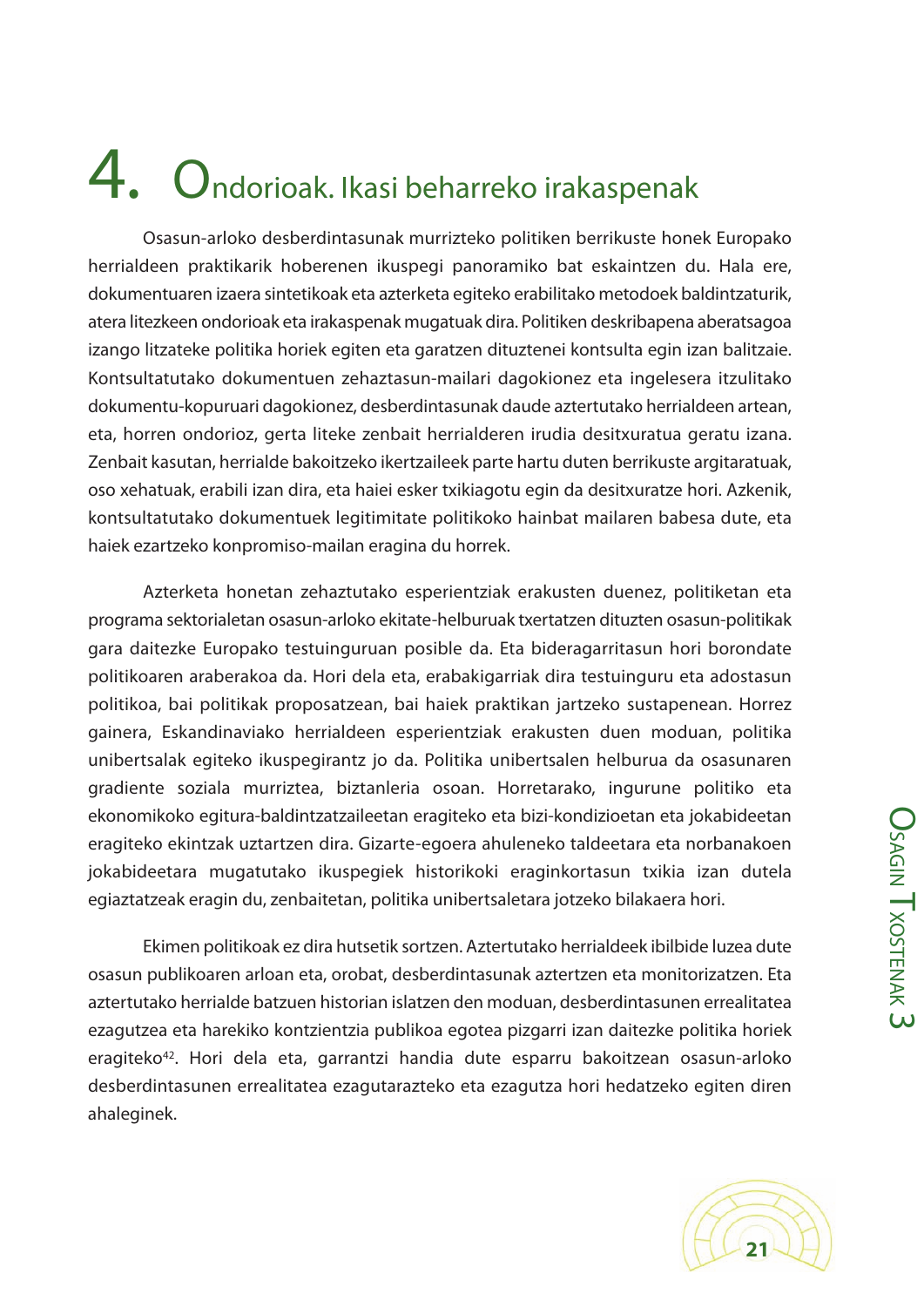# 4. Ondorioak. Ikasi beharreko irakaspenak

Osasun-arloko desberdintasunak murrizteko politiken berrikuste honek Europako herrialdeen praktikarik hoberenen ikuspegi panoramiko bat eskaintzen du. Hala ere, dokumentuaren izaera sintetikoak eta azterketa egiteko erabilitako metodoek baldintzaturik, atera litezkeen ondorioak eta irakaspenak mugatuak dira. Politiken deskribapena aberatsagoa izango litzateke politika horiek egiten eta garatzen dituztenei kontsulta egin izan balitzaie. Kontsultatutako dokumentuen zehaztasun-mailari dagokionez eta ingelesera itzulitako dokumentu-kopuruari dagokionez, desberdintasunak daude aztertutako herrialdeen artean, eta, horren ondorioz, gerta liteke zenbait herrialderen irudia desitxuratua geratu izana. Zenbait kasutan, herrialde bakoitzeko ikertzaileek parte hartu duten berrikuste argitaratuak, oso xehatuak, erabili izan dira, eta haiei esker txikiagotu egin da desitxuratze hori. Azkenik, kontsultatutako dokumentuek legitimitate politikoko hainbat mailaren babesa dute, eta haiek ezartzeko konpromiso-mailan eragina du horrek.

Azterketa honetan zehaztutako esperientziak erakusten duenez, politiketan eta programa sektorialetan osasun-arloko ekitate-helburuak txertatzen dituzten osasun-politikak gara daitezke Europako testuinguruan posible da. Eta bideragarritasun hori borondate politikoaren araberakoa da. Hori dela eta, erabakigarriak dira testuinguru eta adostasun politikoa, bai politikak proposatzean, bai haiek praktikan jartzeko sustapenean. Horrez gainera, Eskandinaviako herrialdeen esperientziak erakusten duen moduan, politika unibertsalak egiteko ikuspegirantz jo da. Politika unibertsalen helburua da osasunaren gradiente soziala murriztea, biztanleria osoan. Horretarako, ingurune politiko eta ekonomikoko egitura-baldintzatzaileetan eragiteko eta bizi-kondizioetan eta jokabideetan eragiteko ekintzak uztartzen dira. Gizarte-egoera ahuleneko taldeetara eta norbanakoen jokabideetara mugatutako ikuspegiek historikoki eraginkortasun txikia izan dutela egiaztatzeak eragin du, zenbaitetan, politika unibertsaletara jotzeko bilakaera hori.

Ekimen politikoak ez dira hutsetik sortzen. Aztertutako herrialdeek ibilbide luzea dute osasun publikoaren arloan eta, orobat, desberdintasunak aztertzen eta monitorizatzen. Eta aztertutako herrialde batzuen historian islatzen den moduan, desberdintasunen errealitatea ezagutzea eta harekiko kontzientzia publikoa egotea pizgarri izan daitezke politika horiek eragiteko[42]. Hori dela eta, garrantzi handia dute esparru bakoitzean osasun-arloko desberdintasunen errealitatea ezagutarazteko eta ezagutza hori hedatzeko egiten diren ahaleginek.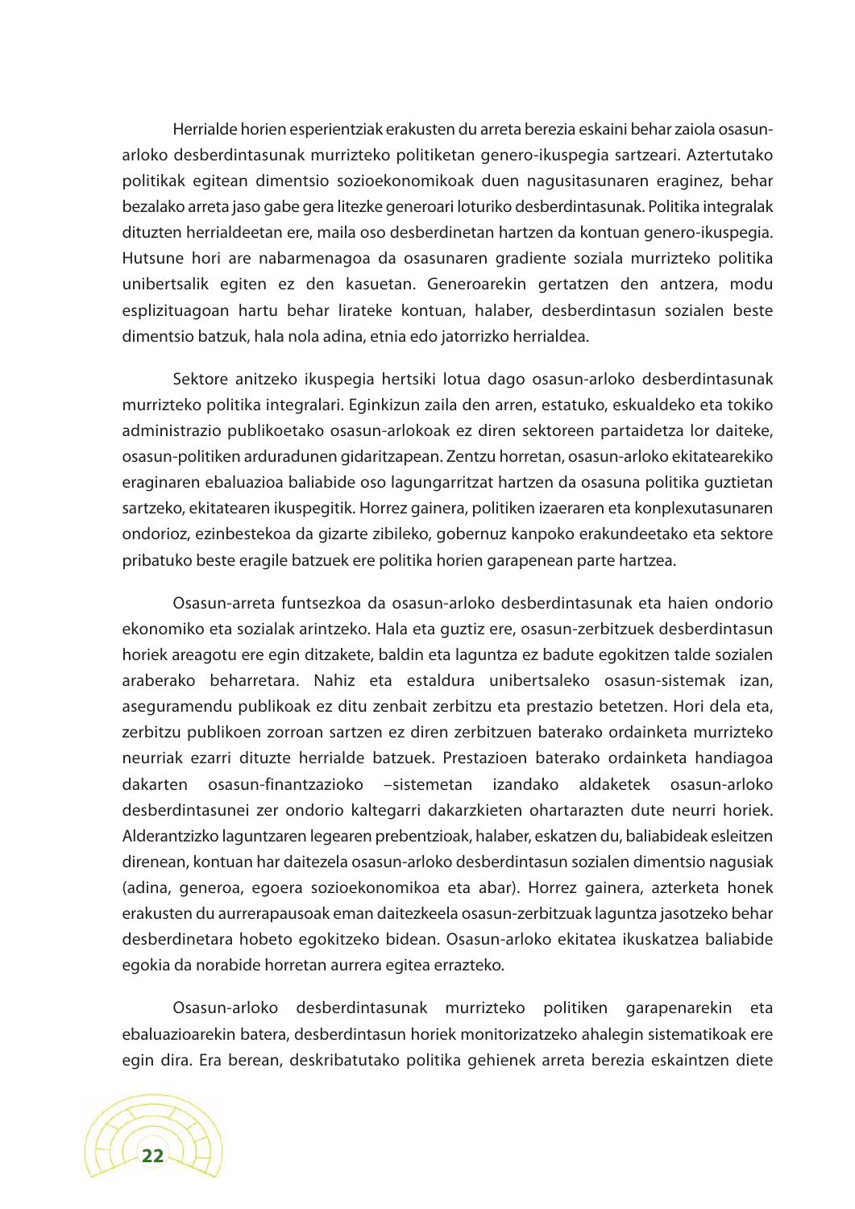Herrialde horien esperientziak erakusten du arreta berezia eskaini behar zaiola osasun-arloko desberdintasunak murrizteko politiketan genero-ikuspegia sartzeari. Aztertutako politikak egitean dimentsio sozioekonomikoak duen nagusitasunaren eraginez, behar bezalako arreta jaso gabe gera litezke generoari loturiko desberdintasunak. Politika integralak dituzten herrialdeetan ere, maila oso desberdinetan hartzen da kontuan genero-ikuspegia. Hutsune hori are nabarmenagoa da osasunaren gradiente soziala murrizteko politika unibertsalik egiten ez den kasuetan. Generoarekin gertatzen den antzera, modu esplizituagoan hartu behar lirateke kontuan, halaber, desberdintasun sozialen beste dimentsio batzuk, hala nola adina, etnia edo jatorrizko herrialdea.

Sektore anitzeko ikuspegia hertsiki lotua dago osasun-arloko desberdintasunak murrizteko politika integralari. Eginkizun zaila den arren, estatuko, eskualdeko eta tokiko administrazio publikoetako osasun-arlokoak ez diren sektoreen partaidetza lor daiteke, osasun-politiken arduradunen gidaritzapean. Zentzu horretan, osasun-arloko ekitatearekiko eraginaren ebaluazioa baliabide oso lagungarritzat hartzen da osasuna politika guztietan sartzeko, ekitatearen ikuspegitik. Horrez gainera, politiken izaeraren eta konplexutasunaren ondorioz, ezinbestekoa da gizarte zibileko, gobernuz kanpoko erakundeetako eta sektore pribatuko beste eragile batzuek ere politika horien garapenean parte hartzea.

Osasun-arreta funtsezkoa da osasun-arloko desberdintasunak eta haien ondorio ekonomiko eta sozialak arintzeko. Hala eta guztiz ere, osasun-zerbitzuek desberdintasun horiek areagotu ere egin ditzakete, baldin eta laguntza ez badute egokitzen talde sozialen araberako beharretara. Nahiz eta estaldura unibertsaleko osasun-sistemak izan, aseguramendu publikoak ez ditu zenbait zerbitzu eta prestazio betetzen. Hori dela eta, zerbitzu publikoen zorroan sartzen ez diren zerbitzuen baterako ordainketa murrizteko neurriak ezarri dituzte herrialde batzuek. Prestazioen baterako ordainketa handiagoa dakarten osasun-finantzazioko –sistemetan izandako aldaketek osasun-arloko desberdintasunei zer ondorio kaltegarri dakarzkieten ohartarazten dute neurri horiek. Alderantzizko laguntzaren legearen prebentzioak, halaber, eskatzen du, baliabideak esleitzen direnean, kontuan har daitezela osasun-arloko desberdintasun sozialen dimentsio nagusiak (adina, generoa, egoera sozioekonomikoa eta abar). Horrez gainera, azterketa honek erakusten du aurrerapausoak eman daitezkeela osasun-zerbitzuak laguntza jasotzeko behar desberdinetara hobeto egokitzeko bidean. Osasun-arloko ekitatea ikuskatzea baliabide egokia da norabide horretan aurrera egitea errazteko.

Osasun-arloko desberdintasunak murrizteko politiken garapenarekin eta ebaluazioarekin batera, desberdintasun horiek monitorizatzeko ahalegin sistematikoak ere egin dira. Era berean, deskribatutako politika gehienek arreta berezia eskaintzen diete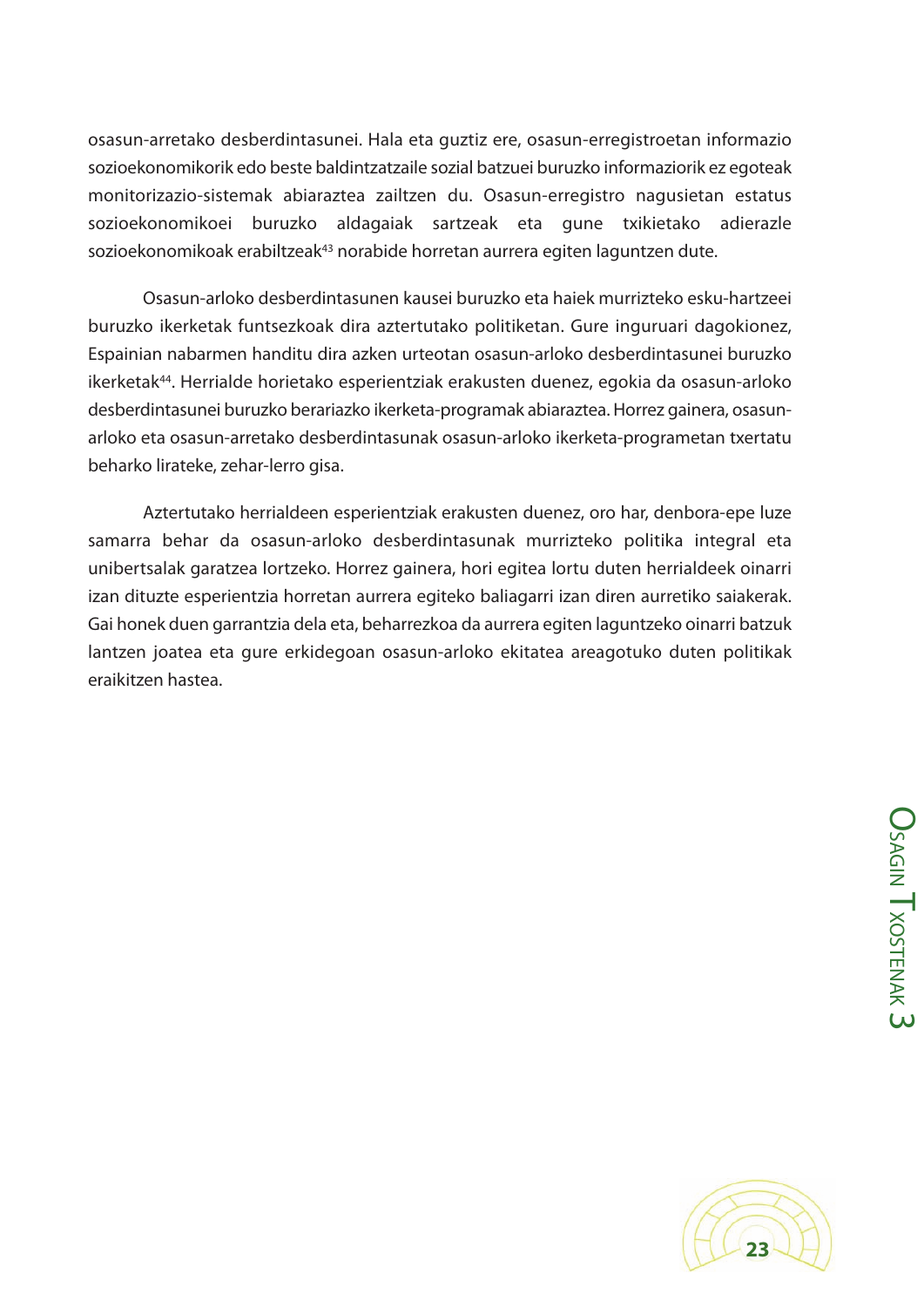osasun-arretako desberdintasunei. Hala eta guztiz ere, osasun-erregistroetan informazio sozioekonomikorik edo beste baldintzatzaile sozial batzuei buruzko informaziorik ez egoteak monitorizazio-sistemak abiaraztea zailtzen du. Osasun-erregistro nagusietan estatus sozioekonomikoei buruzko aldagaiak sartzeak eta gune txikietako adierazle sozioekonomikoak erabiltzeak[43] norabide horretan aurrera egiten laguntzen dute.

Osasun-arloko desberdintasunen kausei buruzko eta haiek murrizteko esku-hartzeei buruzko ikerketak funtsezkoak dira aztertutako politiketan. Gure inguruari dagokionez, Espainian nabarmen handitu dira azken urteotan osasun-arloko desberdintasunei buruzko ikerketak[44]. Herrialde horietako esperientziak erakusten duenez, egokia da osasun-arloko desberdintasunei buruzko berariazko ikerketa-programak abiaraztea. Horrez gainera, osasun-arloko eta osasun-arretako desberdintasunak osasun-arloko ikerketa-programetan txertatu beharko lirateke, zehar-lerro gisa.

Aztertutako herrialdeen esperientziak erakusten duenez, oro har, denbora-epe luze samarra behar da osasun-arloko desberdintasunak murrizteko politika integral eta unibertsalak garatzea lortzeko. Horrez gainera, hori egitea lortu duten herrialdeek oinarri izan dituzte esperientzia horretan aurrera egiteko baliagarri izan diren aurretiko saiakerak. Gai honek duen garrantzia dela eta, beharrezkoa da aurrera egiten laguntzeko oinarri batzuk lantzen joatea eta gure erkidegoan osasun-arloko ekitatea areagotuko duten politikak eraikitzen hastea.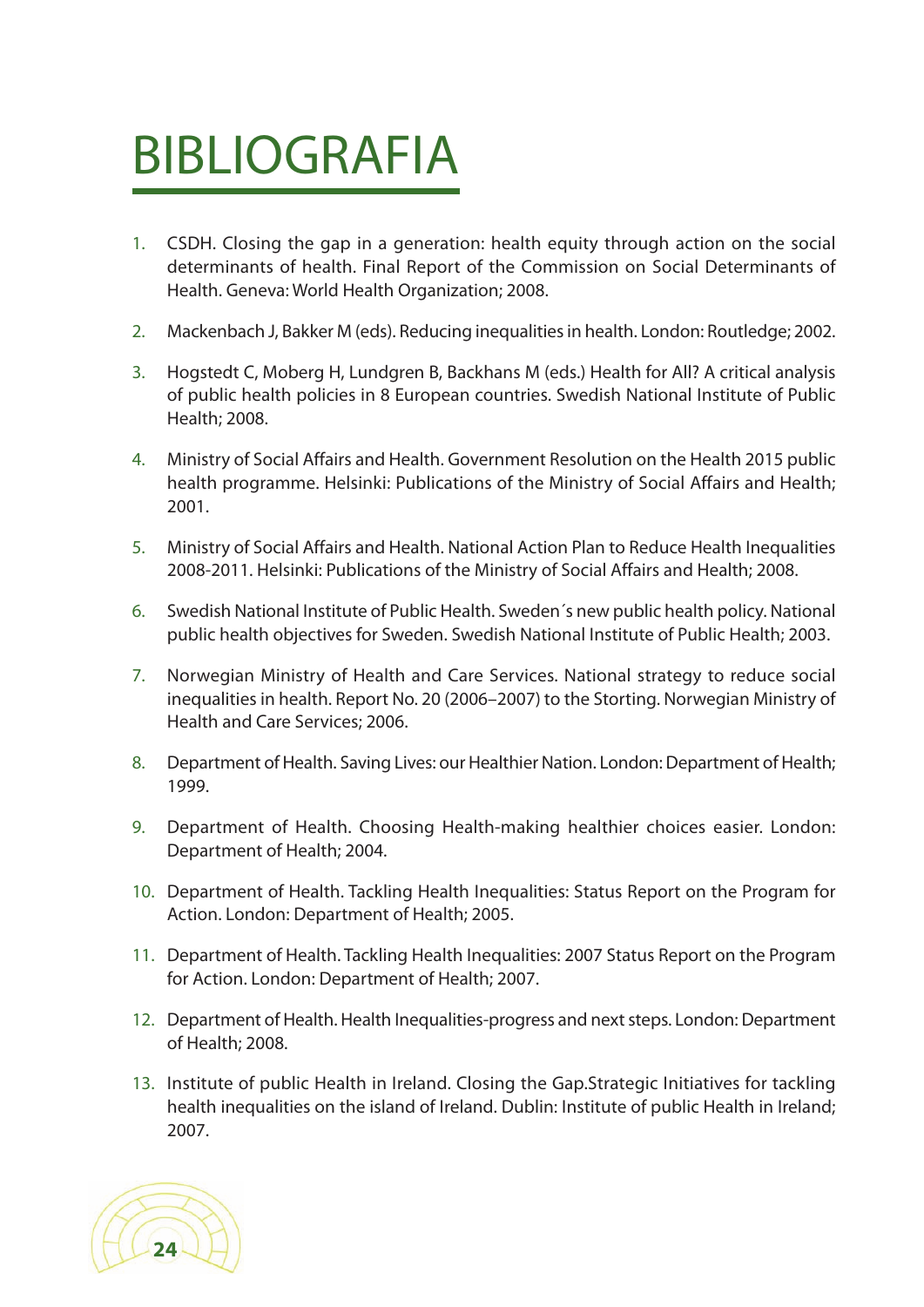# BIBLIOGRAFIA

1. CSDH. Closing the gap in a generation: health equity through action on the social determinants of health. Final Report of the Commission on Social Determinants of Health. Geneva: World Health Organization; 2008.

2. Mackenbach J, Bakker M (eds). Reducing inequalities in health. London: Routledge; 2002.

3. Hogstedt C, Moberg H, Lundgren B, Backhans M (eds.) Health for All? A critical analysis of public health policies in 8 European countries. Swedish National Institute of Public Health; 2008.

4. Ministry of Social Affairs and Health. Government Resolution on the Health 2015 public health programme. Helsinki: Publications of the Ministry of Social Affairs and Health; 2001.

5. Ministry of Social Affairs and Health. National Action Plan to Reduce Health Inequalities 2008-2011. Helsinki: Publications of the Ministry of Social Affairs and Health; 2008.

6. Swedish National Institute of Public Health. Sweden´s new public health policy. National public health objectives for Sweden. Swedish National Institute of Public Health; 2003.

7. Norwegian Ministry of Health and Care Services. National strategy to reduce social inequalities in health. Report No. 20 (2006–2007) to the Storting. Norwegian Ministry of Health and Care Services; 2006.

8. Department of Health. Saving Lives: our Healthier Nation. London: Department of Health; 1999.

9. Department of Health. Choosing Health-making healthier choices easier. London: Department of Health; 2004.

10. Department of Health. Tackling Health Inequalities: Status Report on the Program for Action. London: Department of Health; 2005.

11. Department of Health. Tackling Health Inequalities: 2007 Status Report on the Program for Action. London: Department of Health; 2007.

12. Department of Health. Health Inequalities-progress and next steps. London: Department of Health; 2008.

13. Institute of public Health in Ireland. Closing the Gap.Strategic Initiatives for tackling health inequalities on the island of Ireland. Dublin: Institute of public Health in Ireland; 2007.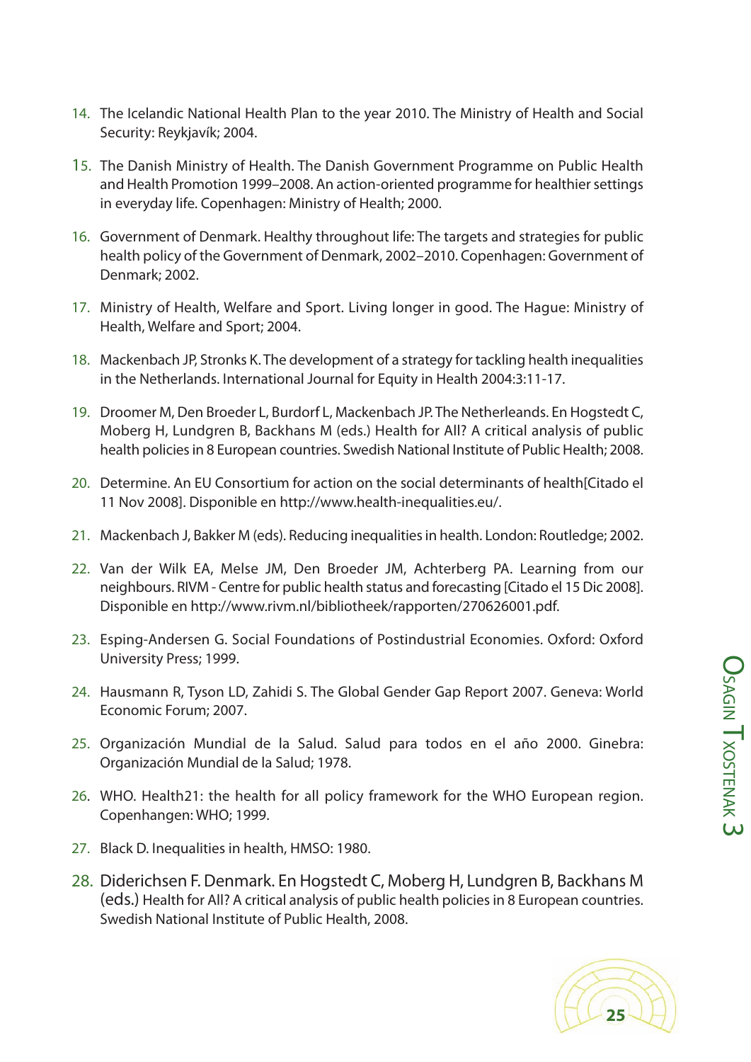14. The Icelandic National Health Plan to the year 2010. The Ministry of Health and Social Security: Reykjavík; 2004.
15. The Danish Ministry of Health. The Danish Government Programme on Public Health and Health Promotion 1999–2008. An action-oriented programme for healthier settings in everyday life. Copenhagen: Ministry of Health; 2000.
16. Government of Denmark. Healthy throughout life: The targets and strategies for public health policy of the Government of Denmark, 2002–2010. Copenhagen: Government of Denmark; 2002.
17. Ministry of Health, Welfare and Sport. Living longer in good. The Hague: Ministry of Health, Welfare and Sport; 2004.
18. Mackenbach JP, Stronks K. The development of a strategy for tackling health inequalities in the Netherlands. International Journal for Equity in Health 2004:3:11-17.
19. Droomer M, Den Broeder L, Burdorf L, Mackenbach JP. The Netherleands. En Hogstedt C, Moberg H, Lundgren B, Backhans M (eds.) Health for All? A critical analysis of public health policies in 8 European countries. Swedish National Institute of Public Health; 2008.
20. Determine. An EU Consortium for action on the social determinants of health[Citado el 11 Nov 2008]. Disponible en http://www.health-inequalities.eu/.
21. Mackenbach J, Bakker M (eds). Reducing inequalities in health. London: Routledge; 2002.
22. Van der Wilk EA, Melse JM, Den Broeder JM, Achterberg PA. Learning from our neighbours. RIVM - Centre for public health status and forecasting [Citado el 15 Dic 2008]. Disponible en http://www.rivm.nl/bibliotheek/rapporten/270626001.pdf.
23. Esping-Andersen G. Social Foundations of Postindustrial Economies. Oxford: Oxford University Press; 1999.
24. Hausmann R, Tyson LD, Zahidi S. The Global Gender Gap Report 2007. Geneva: World Economic Forum; 2007.
25. Organización Mundial de la Salud. Salud para todos en el año 2000. Ginebra: Organización Mundial de la Salud; 1978.
26. WHO. Health21: the health for all policy framework for the WHO European region. Copenhagen: WHO; 1999.
27. Black D. Inequalities in health, HMSO: 1980.
28. Diderichsen F. Denmark. En Hogstedt C, Moberg H, Lundgren B, Backhans M (eds.) Health for All? A critical analysis of public health policies in 8 European countries. Swedish National Institute of Public Health, 2008.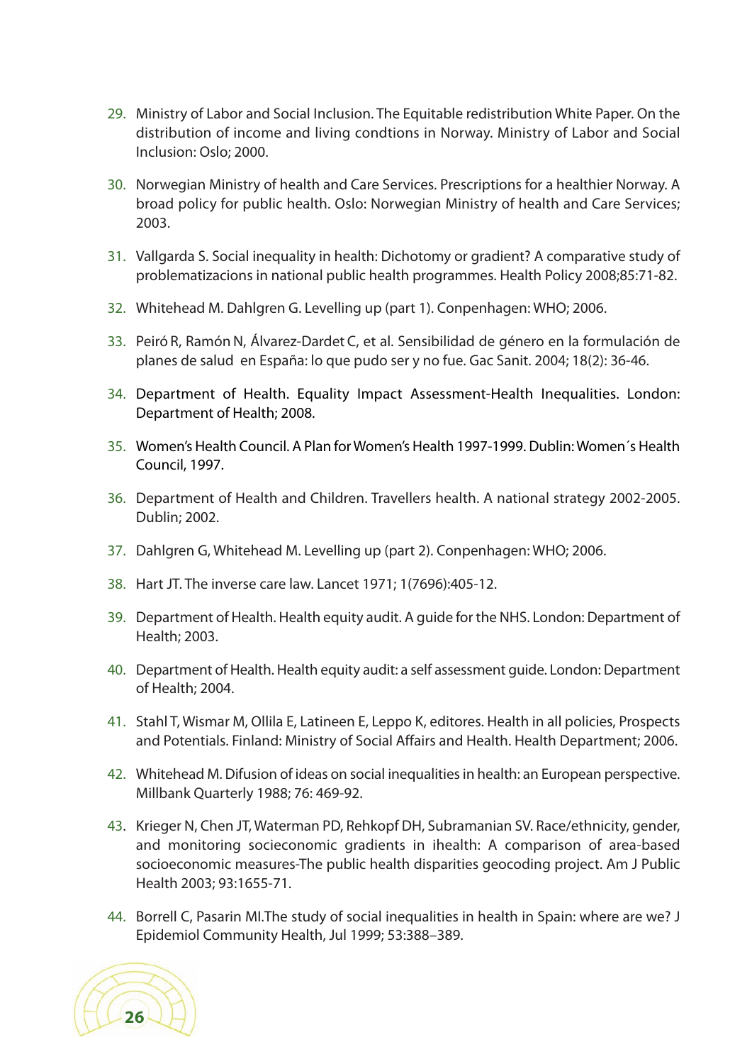29. Ministry of Labor and Social Inclusion. The Equitable redistribution White Paper. On the distribution of income and living condtions in Norway. Ministry of Labor and Social Inclusion: Oslo; 2000.

30. Norwegian Ministry of health and Care Services. Prescriptions for a healthier Norway. A broad policy for public health. Oslo: Norwegian Ministry of health and Care Services; 2003.

31. Vallgarda S. Social inequality in health: Dichotomy or gradient? A comparative study of problematizacions in national public health programmes. Health Policy 2008;85:71-82.

32. Whitehead M. Dahlgren G. Levelling up (part 1). Conpenhagen: WHO; 2006.

33. Peiró R, Ramón N, Álvarez-Dardet C, et al. Sensibilidad de género en la formulación de planes de salud en España: lo que pudo ser y no fue. Gac Sanit. 2004; 18(2): 36-46.

34. Department of Health. Equality Impact Assessment-Health Inequalities. London: Department of Health; 2008.

35. Women's Health Council. A Plan for Women's Health 1997-1999. Dublin: Women´s Health Council, 1997.

36. Department of Health and Children. Travellers health. A national strategy 2002-2005. Dublin; 2002.

37. Dahlgren G, Whitehead M. Levelling up (part 2). Conpenhagen: WHO; 2006.

38. Hart JT. The inverse care law. Lancet 1971; 1(7696):405-12.

39. Department of Health. Health equity audit. A guide for the NHS. London: Department of Health; 2003.

40. Department of Health. Health equity audit: a self assessment guide. London: Department of Health; 2004.

41. Stahl T, Wismar M, Ollila E, Latineen E, Leppo K, editores. Health in all policies, Prospects and Potentials. Finland: Ministry of Social Affairs and Health. Health Department; 2006.

42. Whitehead M. Difusion of ideas on social inequalities in health: an European perspective. Millbank Quarterly 1988; 76: 469-92.

43. Krieger N, Chen JT, Waterman PD, Rehkopf DH, Subramanian SV. Race/ethnicity, gender, and monitoring socieconomic gradients in ihealth: A comparison of area-based socioeconomic measures-The public health disparities geocoding project. Am J Public Health 2003; 93:1655-71.

44. Borrell C, Pasarin MI.The study of social inequalities in health in Spain: where are we? J Epidemiol Community Health, Jul 1999; 53:388–389.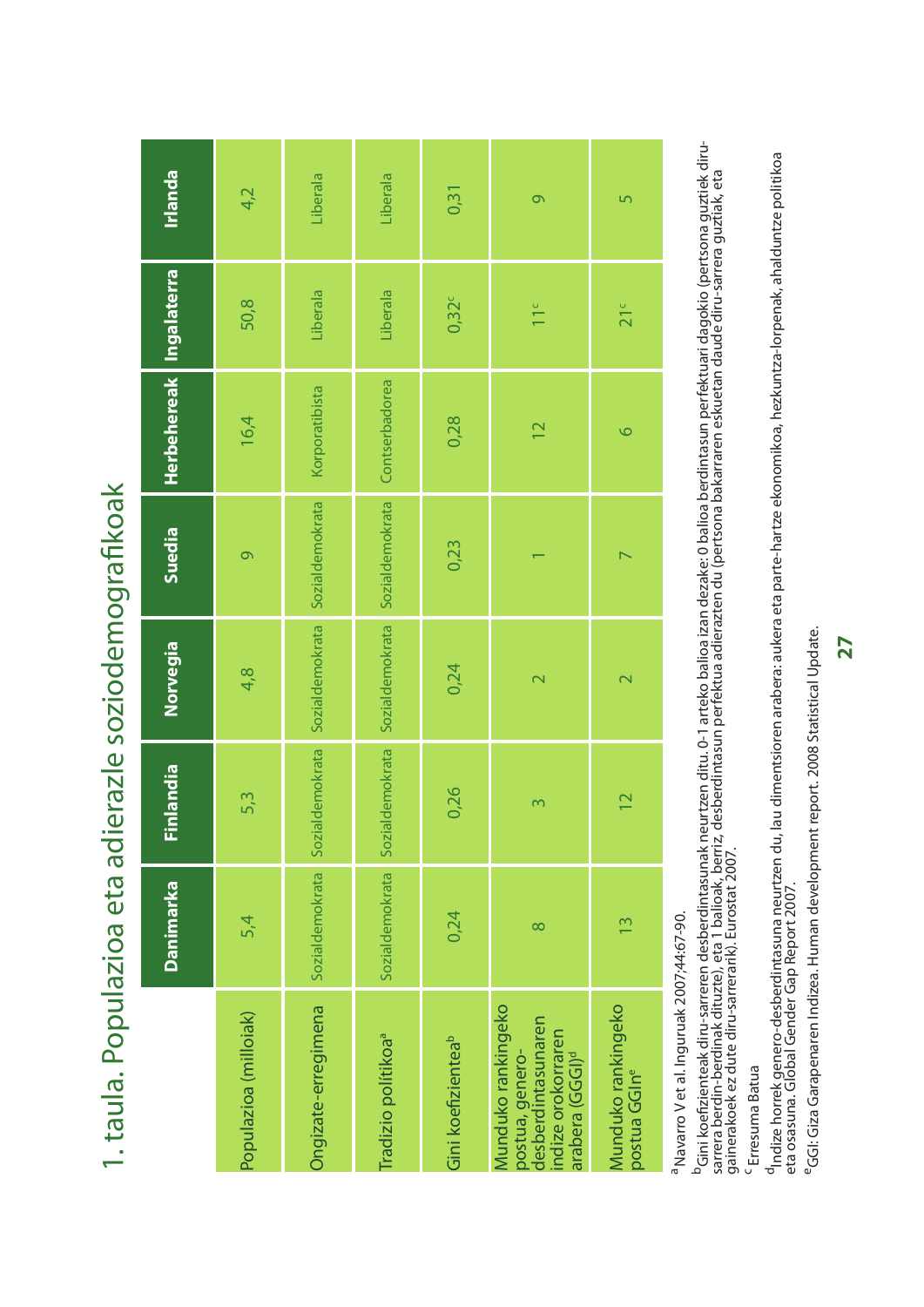# 1. taula. Populazioa eta adierazle soziodemografikoak

| | Danimarka | Finlandia | Norvegia | Suedia | Herbehereak | Ingalaterra | Irlanda |
|---|---|---|---|---|---|---|---|
| Populazioa (milioiak) | 5,4 | 5,3 | 4,8 | 9 | 16,4 | 50,8 | 4,2 |
| Ongizate-erregimena | Sozialdemokrata | Sozialdemokrata | Sozialdemokrata | Sozialdemokrata | Korporatibista | Liberala | Liberala |
| Tradizio politikoa[a] | Sozialdemokrata | Sozialdemokrata | Sozialdemokrata | Sozialdemokrata | Contserbadorea | Liberala | Liberala |
| Gini koefizientea[b] | 0,24 | 0,26 | 0,24 | 0,23 | 0,28 | 0,32[c] | 0,31 |
| Munduko rankingeko postua, genero-desberdintasunaren indize orokorraren arabera (GGGI)[d] | 8 | 3 | 2 | 1 | 12 | 11[c] | 9 |
| Munduko rankingeko postua GGIn[e] | 13 | 12 | 2 | 7 | 6 | 21[c] | 5 |

[a] Navarro V et al. Inguruak 2007;44:67-90.

[b] Gini koefizienteak diru-sarreren desberdintasunak neurtzen ditu. 0-1 arteko balioa izan dezake: 0 balioa berdintasun perfektuari dagokio (pertsona guztiek diru-sarrera berdin-berdinak dituzte), eta 1 balioak, berriz, desberdintasun perfektua adierazten du (pertsona bakarraren eskuetan daude diru-sarrera guztiak, eta gainerakoek ez dute diru-sarrerarik). Eurostat 2007.

[c] Erresuma Batua

[d] Indize horrek genero-desberdintasuna neurtzen du, lau dimentsioren arabera: aukera eta parte-hartze ekonomikoa, hezkuntza-lorpenak, ahalduntze politikoa eta osasuna. Global Gender Gap Report 2007.

[e] GGI: Giza Garapenaren Indizea. Human development report. 2008 Statistical Update.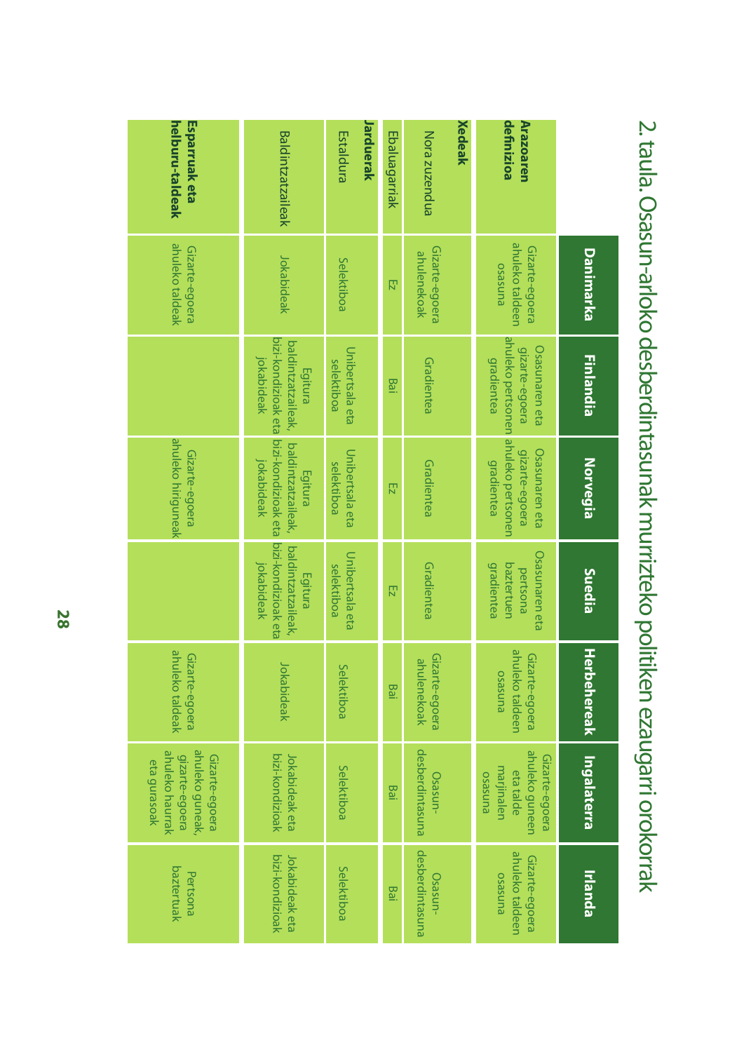2. taula. Osasun-arloko desberdintasunak murrizteko politiken ezaugarri orokorrak

| | Danimarka | Finlandia | Norvegia | Suedia | Herbehereak | Ingalaterra | Irlanda |
|---|---|---|---|---|---|---|---|
| **Arazoaren definizioa** | Gizarte-egoera ahuleko taldeen osasuna | Osasunaren eta gizarte-egoera ahuleko pertsonen gradientea | Osasunaren eta gizarte-egoera ahuleko pertsonen gradientea | Osasunaren eta pertsona bazterturen gradientea | Gizarte-egoera ahuleko taldeen osasuna | Gizarte-egoera ahuleko guneen eta talde marjinalen osasuna | Gizarte-egoera ahuleko taldeen osasuna |
| **Xedeak** | | | | | | | |
| Nora zuzendua | Gizarte-egoera ahulenekoak | Gradientea | Gradientea | Gradientea | Gizarte-egoera ahulenekoak | Osasun-desberdintasuna | Osasun-desberdintasuna |
| Ebaluagarriak | Ez | Bai | Ez | Ez | Bai | Bai | Bai |
| **Jarduerak** | | | | | | | |
| Estaldura | Selektiboa | Unibertsala eta selektiboa | Unibertsala eta selektiboa | Unibertsala eta selektiboa | Selektiboa | Selektiboa | Selektiboa |
| Baldintzatzaileak | Jokabideak | Egitura baldintzatzaileak, bizi-kondizioak eta jokabideak | Egitura baldintzatzaileak, bizi-kondizioak eta jokabideak | Egitura baldintzatzaileak, bizi-kondizioak eta jokabideak | Jokabideak | Jokabideak eta bizi-kondizioak | Jokabideak eta bizi-kondizioak |
| **Esparruak eta helburu-taldeak** | Gizarte-egoera ahuleko taldeak | | Gizarte-egoera ahuleko hiriguneak | | Gizarte-egoera ahuleko taldeak | Gizarte-egoera ahuleko guneak, gizarte-egoera ahuleko haurrak eta gurasoak | Pertsona bazterturak |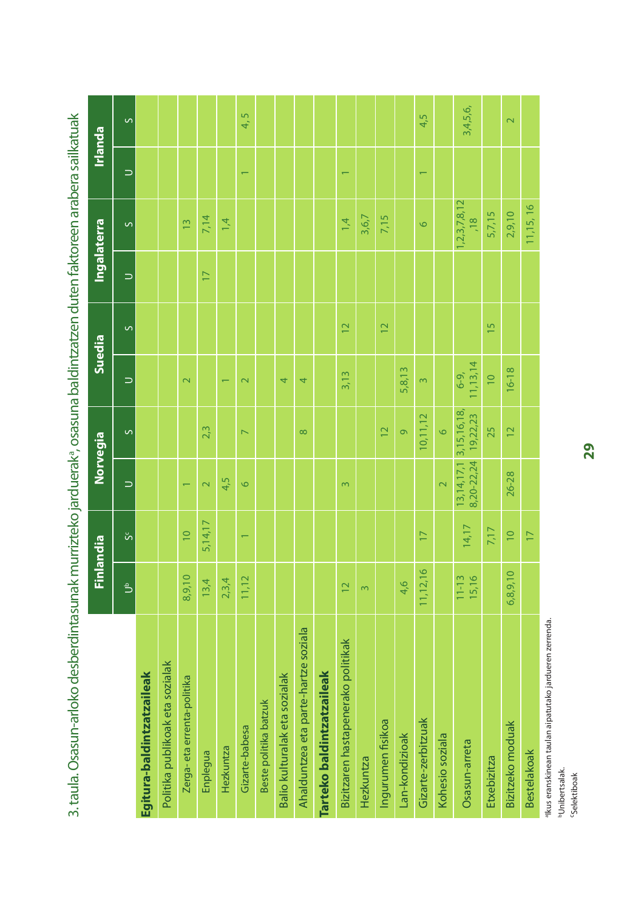3. taula. Osasun-arloko desberdintasunak murrizteko jarduerak[a], osasuna baldintzatzen duten faktoreen arabera sailkatuak

| | Finlandia | | Norvegia | | Suedia | | Ingalaterra | | Irlanda | |
|---|---|---|---|---|---|---|---|---|---|---|
| | U[b] | S[c] | U | S | U | S | U | S | U | S |
| **Egitura-baldintzatzaileak** | | | | | | | | | | |
| Politika publikoak eta sozialak | | | | | | | | | | |
| Zerga- eta errenta-politika | 8,9,10 | 10 | 1 | | 2 | | | 13 | | |
| Enplegua | 13,4 | 5,14,17 | 2 | 2,3 | | | 17 | 7,14 | | |
| Hezkuntza | 2,3,4 | | 4,5 | | 1 | | | 1,4 | | |
| Gizarte-babesa | 11,12 | 1 | 6 | 7 | 2 | | | | 1 | 4, 5 |
| Beste politika batzuk | | | | | | | | | | |
| Balio kulturalak eta sozialak | | | | | 4 | | | | | |
| Ahalduntzea eta parte-hartze soziala | | | | 8 | 4 | | | | | |
| **Tarteko baldintzatzaileak** | | | | | | | | | | |
| Bizitzaren hastapenerako politikak | 12 | | 3 | | 3,13 | 12 | | 1,4 | 1 | |
| Hezkuntza | 3 | | | | | | | 3,6,7 | | |
| Ingurumen fisikoa | | | | 12 | | 12 | | 7,15 | | |
| Lan-kondizioak | 4,6 | | | 9 | 5,8,13 | | | | | |
| Gizarte-zerbitzuak | 11,12,16 | 17 | | 10,11,12 | 3 | | | 6 | 1 | 4,5 |
| Kohesio soziala | | | 2 | 6 | | | | | | |
| Osasun-arreta | 11-13 15,16 | 14,17 | 13,14,17,18,20-22,24 | 3,15,16,18, 19,22,23 | 6-9, 11,13,14 | | | 1,2,3,7,8,12 ,18 | | 3,4,5,6, |
| Etxebizitza | | 7,17 | | 25 | 10 | 15 | | 5,7,15 | | |
| Bizitzeko moduak | 6,8,9,10 | 10 | 26-28 | 12 | 16-18 | | | 2,9,10 | | 2 |
| Bestelakoak | | 17 | | | | | | 11,15, 16 | | |

[a]Ikus eranskinean taulan aipatutako jardueren zerrenda.
[b]Unibertsalak.
[c]Selektiboak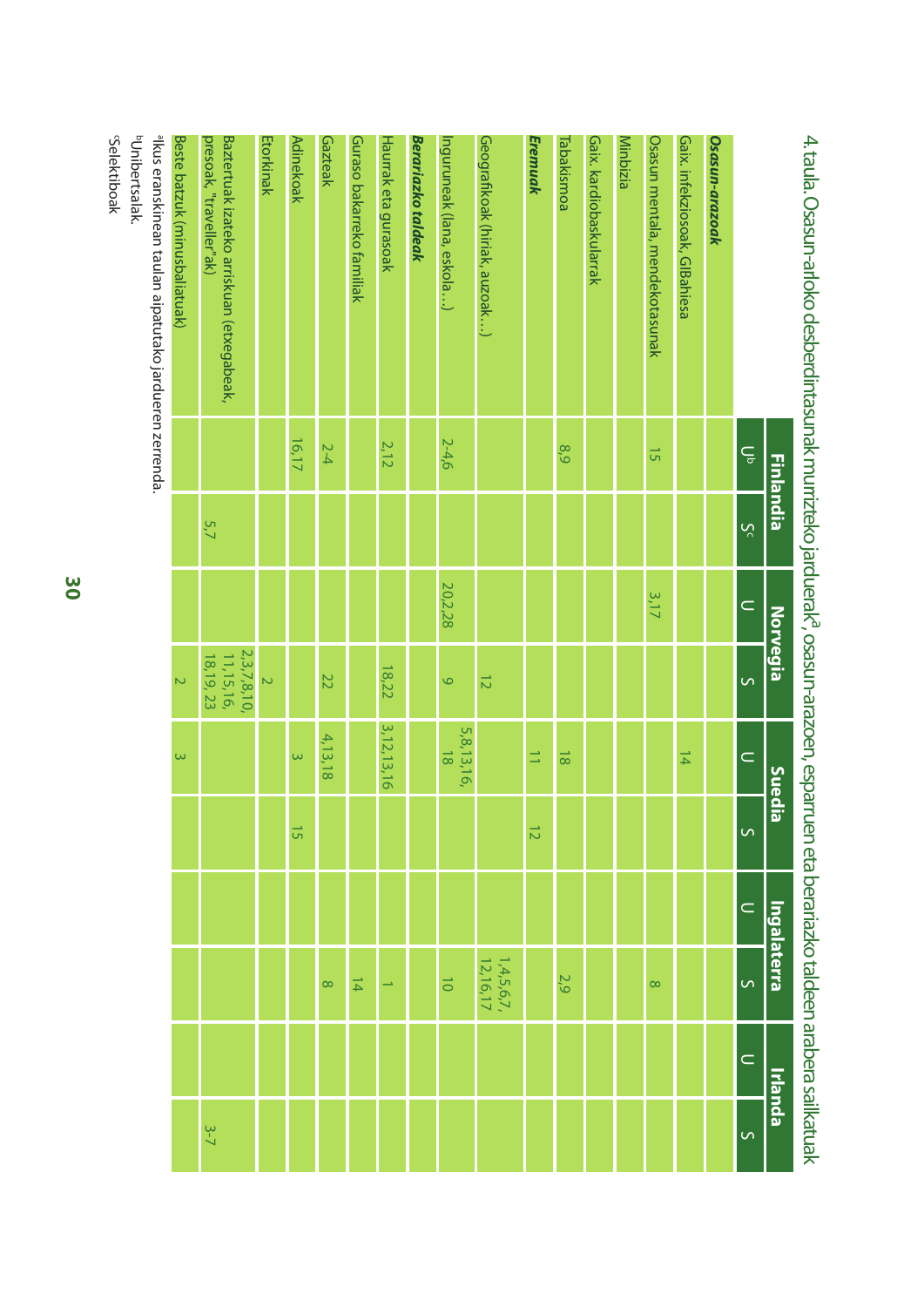4. taula. Osasun-arloko desberdintasunak murrizteko jarduerak[a], osasun-arazoen, esparruen eta berariazko taldeen arabera sailkatuak

| | Finlandia | | Norvegia | | Suedia | | Ingalaterra | | Irlanda | |
|---|---|---|---|---|---|---|---|---|---|---|
| | U[b] | S[c] | U | S | U | S | U | S | U | S |
| ***Osasun-arazoak*** | | | | | | | | | | |
| Gaix. infekziosoak, GIBahiesa | | | | | 14 | | | | | |
| Osasun mentala, mendekotasunak | 15 | | 3,17 | | | | | 8 | | |
| Minbizia | | | | | | | | | | |
| Gaix. kardiobaskularrak | | | | | | | | | | |
| Tabakismoa | 8,9 | | | | 18 | | | 2,9 | | |
| ***Eremuak*** | | | | | 11 | 12 | | | | |
| Geografikoak (hiriak, auzoak…) | | | | 12 | | | | 1,4,5,6,7, 12,16,17 | | |
| Inguruneak (lana, eskola…) | 2-4,6 | | 20,2,28 | 9 | 5,8,13,16, 18 | | | 10 | | |
| ***Berariazko taldeak*** | | | | | | | | | | |
| Haurrak eta gurasoak | 2,12 | | | 18,22 | 3,12,13,16 | | | 1 | | |
| Guraso bakarreko familiak | | | | | | | | 14 | | |
| Gazteak | 2-4 | | | 22 | 4,13,18 | | | 8 | | |
| Adinekoak | 16,17 | | | | 3 | 15 | | | | |
| Etorkinak | | | | 2 | | | | | | |
| Bazterturak izateko arriskuan (etxegabeak, presoak, "traveller"ak) | | 5,7 | | 2,3,7,8,10, 11,15,16, 18,19, 23 | | | | | | 3-7 |
| Beste batzuk (minusbaliatuak) | | | | 2 | 3 | | | | | |

[a]Ikus eranskinean taulan aipatutako jardueren zerrenda.
[b]Unibertsalak.
[c]Selektiboak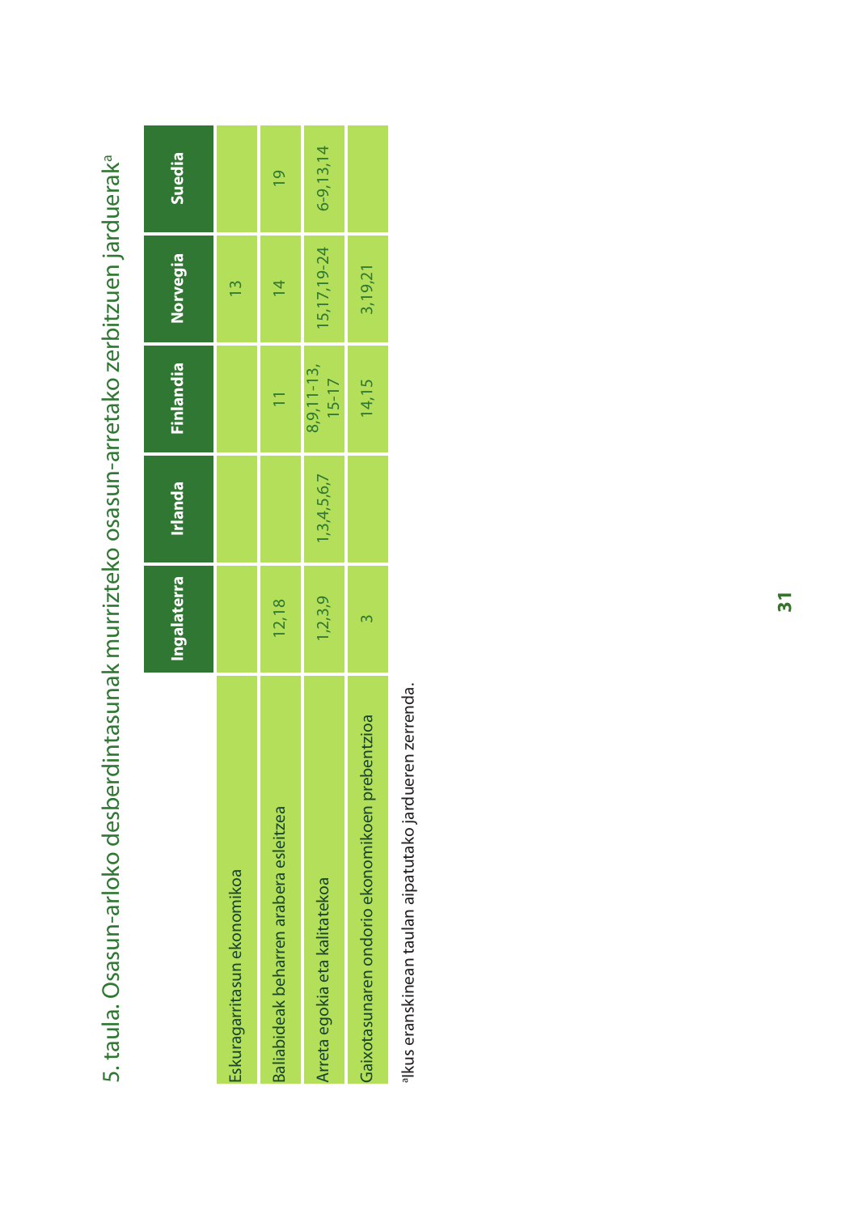## 5. taula. Osasun-arloko desberdintasunak murrizteko osasun-arretako zerbitzuen jarduerak[a]

| | Ingalaterra | Irlanda | Finlandia | Norvegia | Suedia |
|---|---|---|---|---|---|
| Eskuragarritasun ekonomikoa | | | | 13 | |
| Baliabideak beharren arabera esleitzea | 12,18 | | 11 | 14 | 19 |
| Arreta egokia eta kalitatekoa | 1,2,3,9 | 1,3,4,5,6,7 | 8,9,11-13, 15-17 | 15,17,19-24 | 6-9,13,14 |
| Gaixotasunaren ondorio ekonomikoen prebentzioa | 3 | | 14,15 | 3,19,21 | |

[a]Ikus eranskinean taulan aipatutako jardueren zerrenda.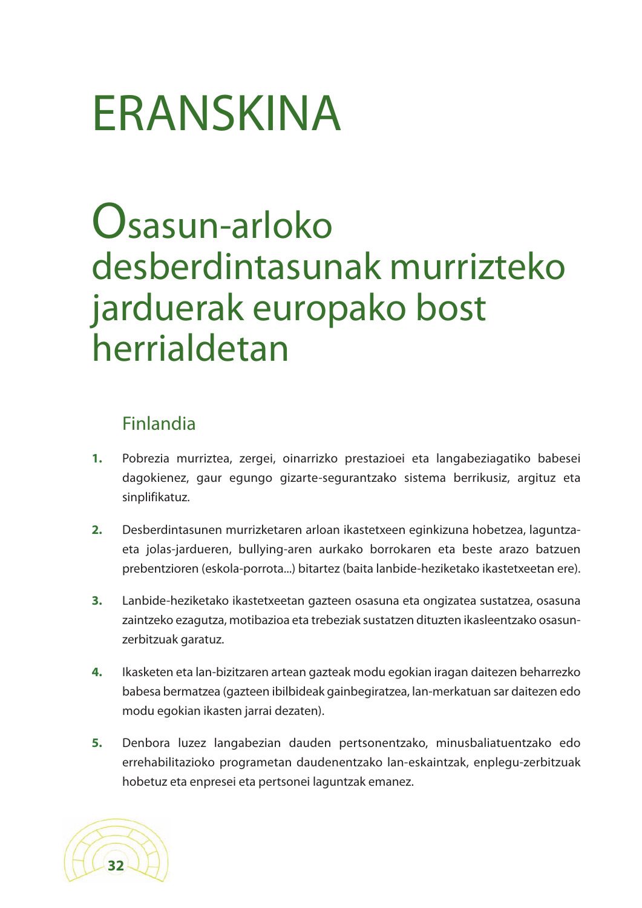# ERANSKINA

## Osasun-arloko desberdintasunak murrizteko jarduerak europako bost herrialdetan

### Finlandia

1. Pobrezia murriztea, zergei, oinarrizko prestazioei eta langabeziagatiko babesei dagokienez, gaur egungo gizarte-segurantzako sistema berrikusiz, argituz eta sinplifikatuz.

2. Desberdintasunen murrizketaren arloan ikastetxeen eginkizuna hobetzea, laguntza- eta jolas-jardueren, bullying-aren aurkako borrokaren eta beste arazo batzuen prebentzioren (eskola-porrota...) bitartez (baita lanbide-heziketako ikastetxeetan ere).

3. Lanbide-heziketako ikastetxeetan gazteen osasuna eta ongizatea sustatzea, osasuna zaintzeko ezagutza, motibazioa eta trebeziak sustatzen dituzten ikasleentzako osasun-zerbitzuak garatuz.

4. Ikasketen eta lan-bizitzaren artean gazteak modu egokian iragan daitezen beharrezko babesa bermatzea (gazteen ibilbideak gainbegiratzea, lan-merkatuan sar daitezen edo modu egokian ikasten jarrai dezaten).

5. Denbora luzez langabezian dauden pertsonentzako, minusbaliatuentzako edo errehabilitazioko programetan daudenentzako lan-eskaintzak, enplegu-zerbitzuak hobetuz eta enpresei eta pertsonei laguntzak emanez.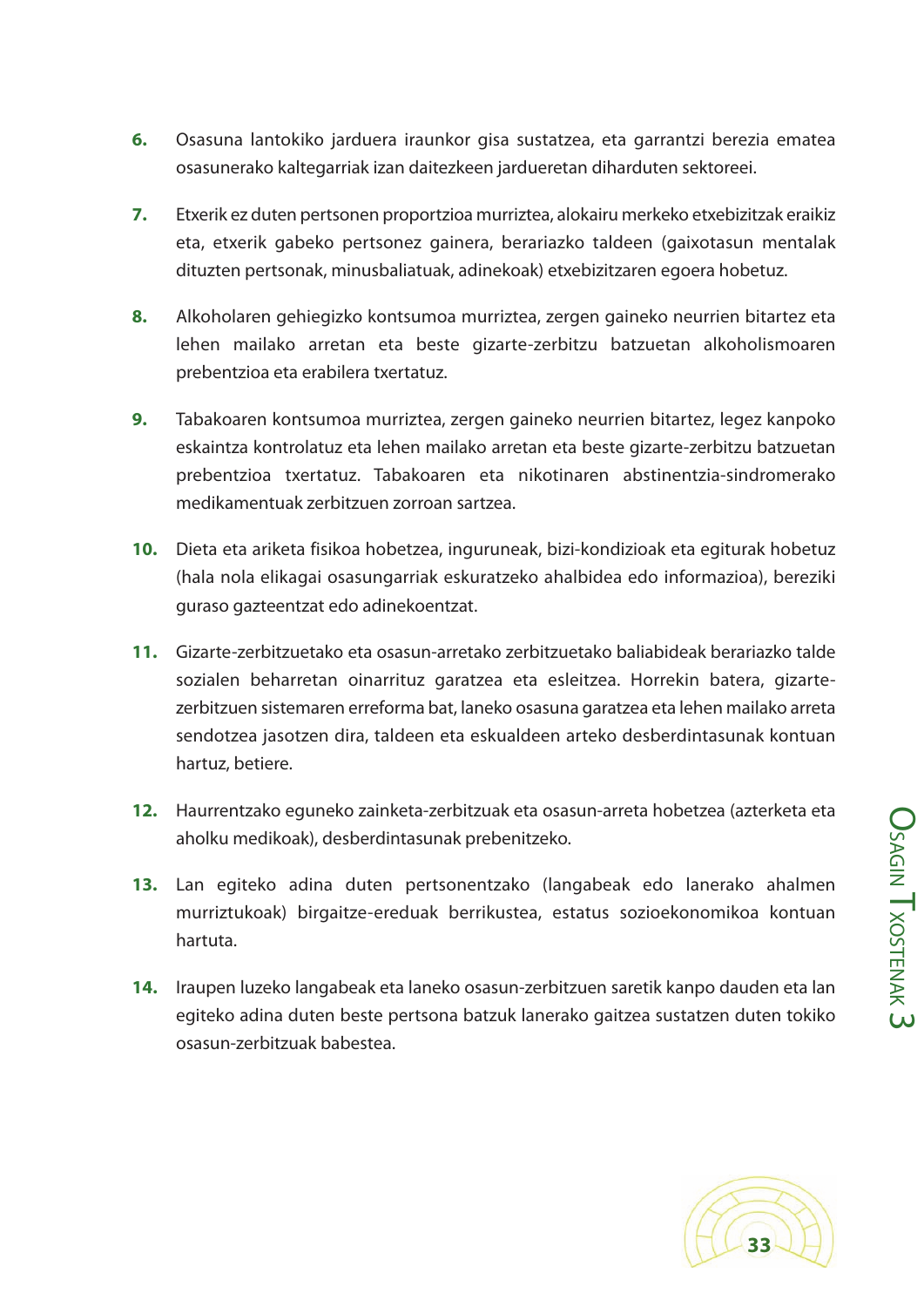6. Osasuna lantokiko jarduera iraunkor gisa sustatzea, eta garrantzi berezia ematea osasunerako kaltegarriak izan daitezkeen jardueretan diharduten sektoreei.

7. Etxerik ez duten pertsonen proportzioa murriztea, alokairu merkeko etxebizitzak eraikiz eta, etxerik gabeko pertsonez gainera, berariazko taldeen (gaixotasun mentalak dituzten pertsonak, minusbaliatuak, adinekoak) etxebizitzaren egoera hobetuz.

8. Alkoholaren gehiegizko kontsumoa murriztea, zergen gaineko neurrien bitartez eta lehen mailako arretan eta beste gizarte-zerbitzu batzuetan alkoholismoaren prebentzioa eta erabilera txertatuz.

9. Tabakoaren kontsumoa murriztea, zergen gaineko neurrien bitartez, legez kanpoko eskaintza kontrolatuz eta lehen mailako arretan eta beste gizarte-zerbitzu batzuetan prebentzioa txertatuz. Tabakoaren eta nikotinaren abstinentzia-sindromerako medikamentuak zerbitzuen zorroan sartzea.

10. Dieta eta ariketa fisikoa hobetzea, inguruneak, bizi-kondizioak eta egiturak hobetuz (hala nola elikagai osasungarriak eskuratzeko ahalbidea edo informazioa), bereziki guraso gazteentzat edo adinekoentzat.

11. Gizarte-zerbitzuetako eta osasun-arretako zerbitzuetako baliabideak berariazko talde sozialen beharretan oinarrituz garatzea eta esleitzea. Horrekin batera, gizarte-zerbitzuen sistemaren erreforma bat, laneko osasuna garatzea eta lehen mailako arreta sendotzea jasotzen dira, taldeen eta eskualdeen arteko desberdintasunak kontuan hartuz, betiere.

12. Haurrentzako eguneko zainketa-zerbitzuak eta osasun-arreta hobetzea (azterketa eta aholku medikoak), desberdintasunak prebenitzeko.

13. Lan egiteko adina duten pertsonentzako (langabeak edo lanerako ahalmen murriztukoak) birgaitze-ereduak berrikustea, estatus sozioekonomikoa kontuan hartuta.

14. Iraupen luzeko langabeak eta laneko osasun-zerbitzuen saretik kanpo dauden eta lan egiteko adina duten beste pertsona batzuk lanerako gaitzea sustatzen duten tokiko osasun-zerbitzuak babestea.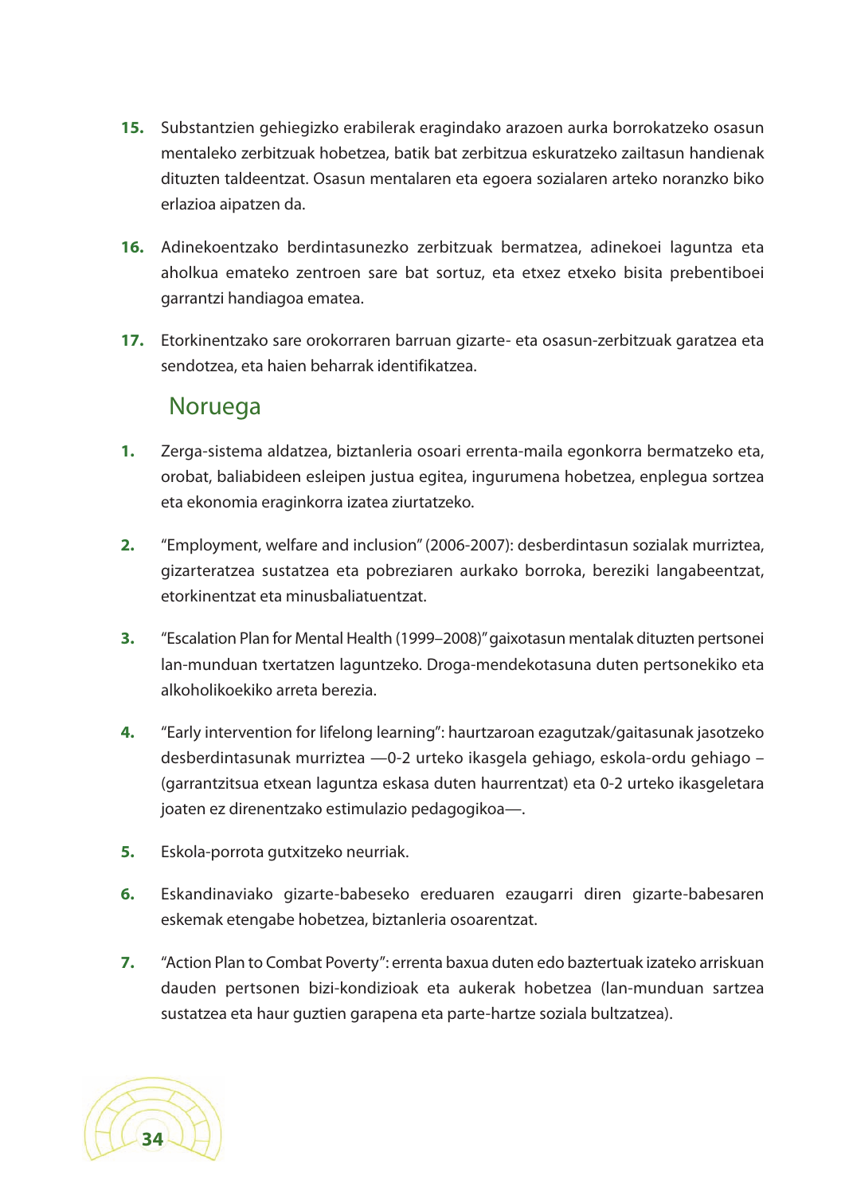15. Substantzien gehiegizko erabilerak eragindako arazoen aurka borrokatzeko osasun mentaleko zerbitzuak hobetzea, batik bat zerbitzua eskuratzeko zailtasun handienak dituzten taldeentzat. Osasun mentalaren eta egoera sozialaren arteko noranzko biko erlazioa aipatzen da.

16. Adinekoentzako berdintasunezko zerbitzuak bermatzea, adinekoei laguntza eta aholkua emateko zentroen sare bat sortuz, eta etxez etxeko bisita prebentiboei garrantzi handiagoa ematea.

17. Etorkinentzako sare orokorraren barruan gizarte- eta osasun-zerbitzuak garatzea eta sendotzea, eta haien beharrak identifikatzea.

## Noruega

1. Zerga-sistema aldatzea, biztanleria osoari errenta-maila egonkorra bermatzeko eta, orobat, baliabideen esleipen justua egitea, ingurumena hobetzea, enplegua sortzea eta ekonomia eraginkorra izatea ziurtatzeko.

2. "Employment, welfare and inclusion" (2006-2007): desberdintasun sozialak murriztea, gizarteratzea sustatzea eta pobreziaren aurkako borroka, bereziki langabeentzat, etorkinentzat eta minusbaliatuentzat.

3. "Escalation Plan for Mental Health (1999–2008)" gaixotasun mentalak dituzten pertsonei lan-munduan txertatzen laguntzeko. Droga-mendekotasuna duten pertsonekiko eta alkoholikoekiko arreta berezia.

4. "Early intervention for lifelong learning": haurtzaroan ezagutzak/gaitasunak jasotzeko desberdintasunak murriztea —0-2 urteko ikasgela gehiago, eskola-ordu gehiago – (garrantzitsua etxean laguntza eskasa duten haurrentzat) eta 0-2 urteko ikasgeletara joaten ez direnentzako estimulazio pedagogikoa—.

5. Eskola-porrota gutxitzeko neurriak.

6. Eskandinaviako gizarte-babeseko ereduaren ezaugarri diren gizarte-babesaren eskemak etengabe hobetzea, biztanleria osoarentzat.

7. "Action Plan to Combat Poverty": errenta baxua duten edo baztertuak izateko arriskuan dauden pertsonen bizi-kondizioak eta aukerak hobetzea (lan-munduan sartzea sustatzea eta haur guztien garapena eta parte-hartze soziala bultzatzea).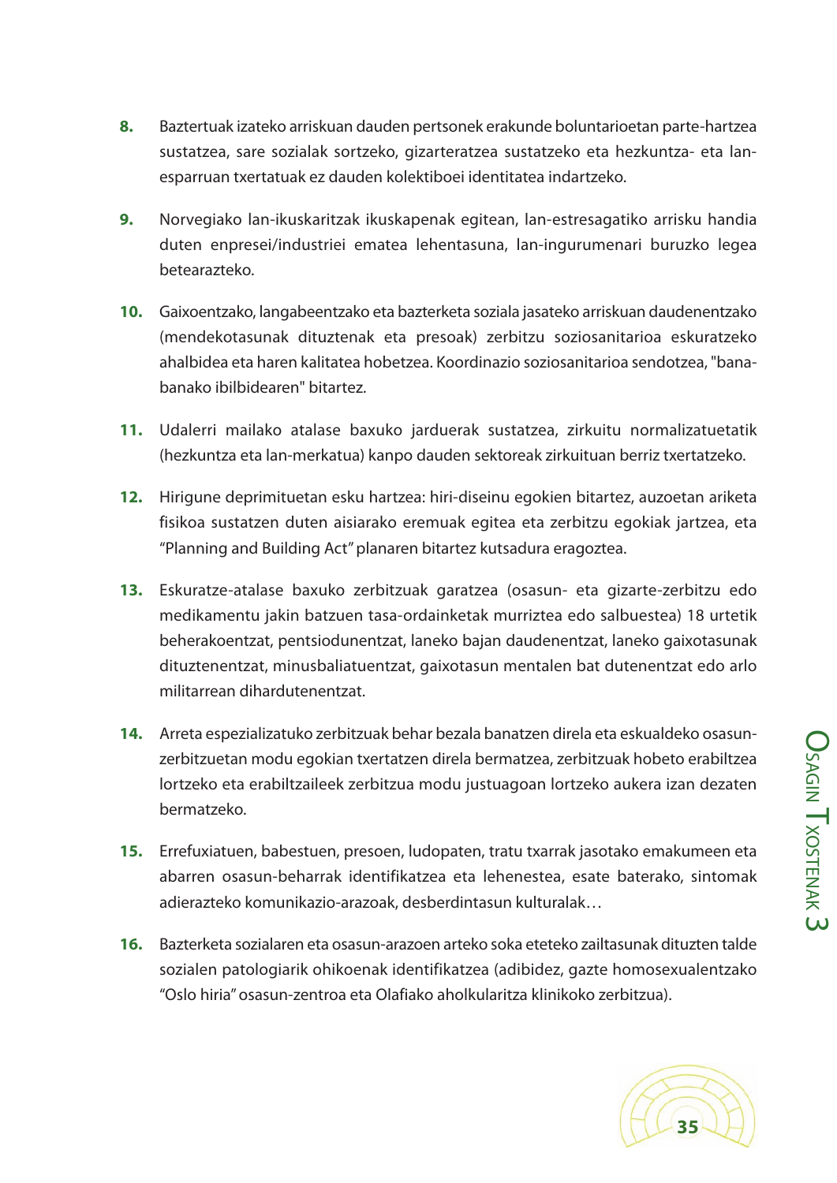**8.** Baztertuak izateko arriskuan dauden pertsonek erakunde boluntarioetan parte-hartzea sustatzea, sare sozialak sortzeko, gizarteratzea sustatzeko eta hezkuntza- eta lan-esparruan txertatuak ez dauden kolektiboei identitatea indartzeko.

**9.** Norvegiako lan-ikuskaritzak ikuskapenak egitean, lan-estresagatiko arrisku handia duten enpresei/industriei ematea lehentasuna, lan-ingurumenari buruzko legea betearazteko.

**10.** Gaixoentzako, langabeentzako eta bazterketa soziala jasateko arriskuan daudenentzako (mendekotasunak dituztenak eta presoak) zerbitzu soziosanitarioa eskuratzeko ahalbidea eta haren kalitatea hobetzea. Koordinazio soziosanitarioa sendotzea, "banabanako ibilbidearen" bitartez.

**11.** Udalerri mailako atalase baxuko jarduerak sustatzea, zirkuitu normalizatuetatik (hezkuntza eta lan-merkatua) kanpo dauden sektoreak zirkuituan berriz txertatzeko.

**12.** Hirigune deprimituetan esku hartzea: hiri-diseinu egokien bitartez, auzoetan ariketa fisikoa sustatzen duten aisiarako eremuak egitea eta zerbitzu egokiak jartzea, eta "Planning and Building Act" planaren bitartez kutsadura eragoztea.

**13.** Eskuratze-atalase baxuko zerbitzuak garatzea (osasun- eta gizarte-zerbitzu edo medikamentu jakin batzuen tasa-ordainketak murriztea edo salbuestea) 18 urtetik beherakoentzat, pentsiodunentzat, laneko bajan daudenentzat, laneko gaixotasunak dituztenentzat, minusbaliatuentzat, gaixotasun mentalen bat dutenentzat edo arlo militarrean dihardutenentzat.

**14.** Arreta espezializatuko zerbitzuak behar bezala banatzen direla eta eskualdeko osasun-zerbitzuetan modu egokian txertatzen direla bermatzea, zerbitzuak hobeto erabiltzea lortzeko eta erabiltzaileek zerbitzua modu justuagoan lortzeko aukera izan dezaten bermatzeko.

**15.** Errefuxiatuen, babestuen, presoen, ludopaten, tratu txarrak jasotako emakumeen eta abarren osasun-beharrak identifikatzea eta lehenestea, esate baterako, sintomak adierazteko komunikazio-arazoak, desberdintasun kulturalak…

**16.** Bazterketa sozialaren eta osasun-arazoen arteko soka eteteko zailtasunak dituzten talde sozialen patologiarik ohikoenak identifikatzea (adibidez, gazte homosexualentzako "Oslo hiria" osasun-zentroa eta Olafiako aholkularitza klinikoko zerbitzua).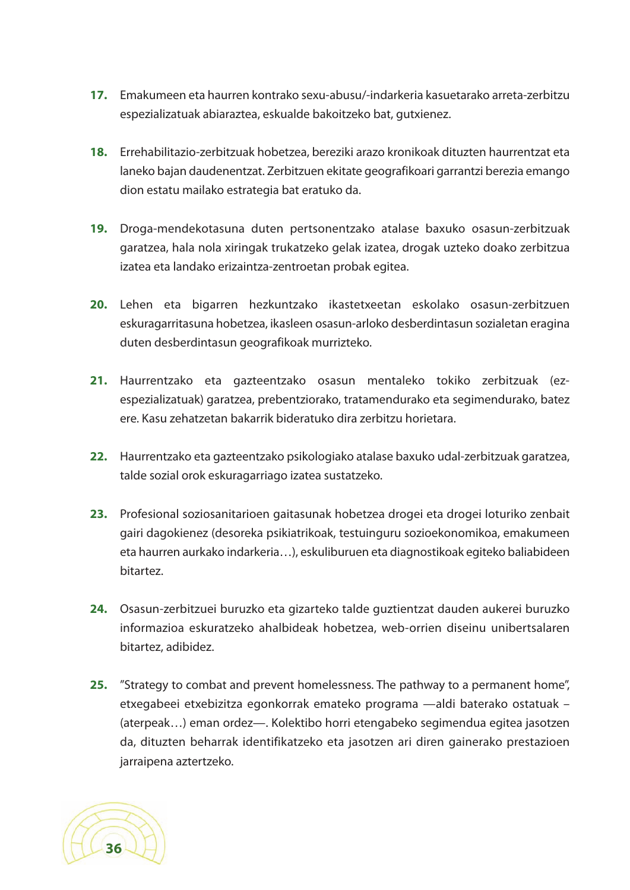17. Emakumeen eta haurren kontrako sexu-abusu/-indarkeria kasuetarako arreta-zerbitzu espezializatuak abiaraztea, eskualde bakoitzeko bat, gutxienez.

18. Errehabilitazio-zerbitzuak hobetzea, bereziki arazo kronikoak dituzten haurrentzat eta laneko bajan daudenentzat. Zerbitzuen ekitate geografikoari garrantzi berezia emango dion estatu mailako estrategia bat eratuko da.

19. Droga-mendekotasuna duten pertsonentzako atalase baxuko osasun-zerbitzuak garatzea, hala nola xiringak trukatzeko gelak izatea, drogak uzteko doako zerbitzua izatea eta landako erizaintza-zentroetan probak egitea.

20. Lehen eta bigarren hezkuntzako ikastetxeetan eskolako osasun-zerbitzuen eskuragarritasuna hobetzea, ikasleen osasun-arloko desberdintasun sozialetan eragina duten desberdintasun geografikoak murrizteko.

21. Haurrentzako eta gazteentzako osasun mentaleko tokiko zerbitzuak (ez-espezializatuak) garatzea, prebentziorako, tratamendurako eta segimendurako, batez ere. Kasu zehatzetan bakarrik bideratuko dira zerbitzu horietara.

22. Haurrentzako eta gazteentzako psikologiako atalase baxuko udal-zerbitzuak garatzea, talde sozial orok eskuragarriago izatea sustatzeko.

23. Profesional soziosanitarioen gaitasunak hobetzea drogei eta drogei loturiko zenbait gairi dagokienez (desoreka psikiatrikoak, testuinguru sozioekonomikoa, emakumeen eta haurren aurkako indarkeria…), eskuliburuen eta diagnostikoak egiteko baliabideen bitartez.

24. Osasun-zerbitzuei buruzko eta gizarteko talde guztientzat dauden aukerei buruzko informazioa eskuratzeko ahalbideak hobetzea, web-orrien diseinu unibertsalaren bitartez, adibidez.

25. "Strategy to combat and prevent homelessness. The pathway to a permanent home", etxegabeei etxebizitza egonkorrak emateko programa —aldi baterako ostatuak –(aterpeak…) eman ordez—. Kolektibo horri etengabeko segimendua egitea jasotzen da, dituzten beharrak identifikatzeko eta jasotzen ari diren gainerako prestazioen jarraipena aztertzeko.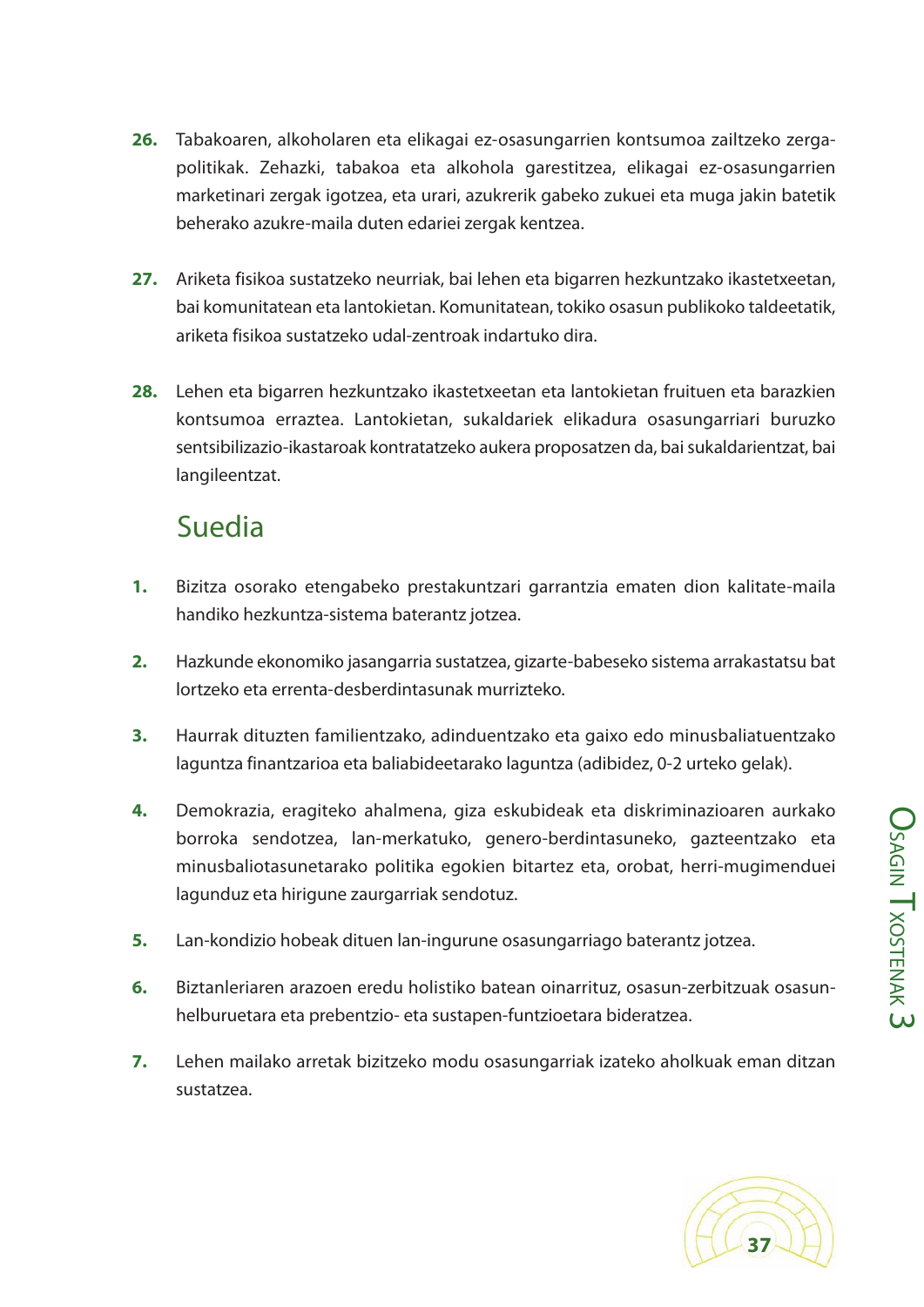26. Tabakoaren, alkoholaren eta elikagai ez-osasungarrien kontsumoa zailtzeko zerga-politikak. Zehazki, tabakoa eta alkohola garestitzea, elikagai ez-osasungarrien marketinari zergak igotzea, eta urari, azukrerik gabeko zukuei eta muga jakin batetik beherako azukre-maila duten edariei zergak kentzea.

27. Ariketa fisikoa sustatzeko neurriak, bai lehen eta bigarren hezkuntzako ikastetxeetan, bai komunitatean eta lantokietan. Komunitatean, tokiko osasun publikoko taldeetatik, ariketa fisikoa sustatzeko udal-zentroak indartuko dira.

28. Lehen eta bigarren hezkuntzako ikastetxeetan eta lantokietan fruituen eta barazkien kontsumoa erraztea. Lantokietan, sukaldariek elikadura osasungarriari buruzko sentsibilizazio-ikastaroak kontratatzeko aukera proposatzen da, bai sukaldarientzat, bai langileentzat.

## Suedia

1. Bizitza osorako etengabeko prestakuntzari garrantzia ematen dion kalitate-maila handiko hezkuntza-sistema baterantz jotzea.

2. Hazkunde ekonomiko jasangarria sustatzea, gizarte-babeseko sistema arrakastatsu bat lortzeko eta errenta-desberdintasunak murrizteko.

3. Haurrak dituzten familientzako, adinduentzako eta gaixo edo minusbaliatuentzako laguntza finantzarioa eta baliabideetarako laguntza (adibidez, 0-2 urteko gelak).

4. Demokrazia, eragiteko ahalmena, giza eskubideak eta diskriminazioaren aurkako borroka sendotzea, lan-merkatuko, genero-berdintasuneko, gazteentzako eta minusbaliotasunetarako politika egokien bitartez eta, orobat, herri-mugimenduei lagunduz eta hirigune zaurgarriak sendotuz.

5. Lan-kondizio hobeak dituen lan-ingurune osasungarriago baterantz jotzea.

6. Biztanleriaren arazoen eredu holistiko batean oinarrituz, osasun-zerbitzuak osasun-helburuetara eta prebentzio- eta sustapen-funtzioetara bideratzea.

7. Lehen mailako arretak bizitzeko modu osasungarriak izateko aholkuak eman ditzan sustatzea.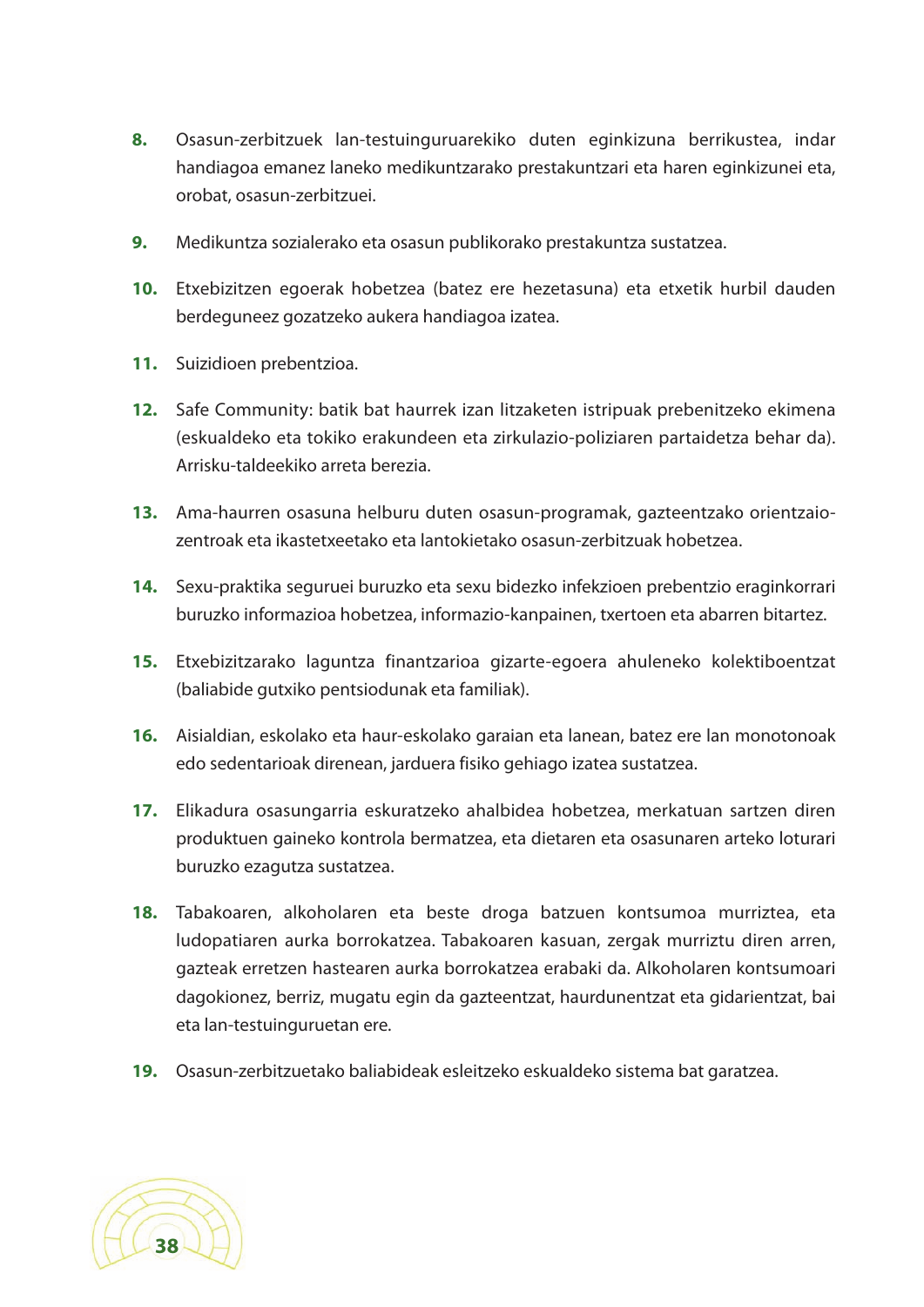8. Osasun-zerbitzuek lan-testuinguruarekiko duten eginkizuna berrikustea, indar handiagoa emanez laneko medikuntzarako prestakuntzari eta haren eginkizunei eta, orobat, osasun-zerbitzuei.

9. Medikuntza sozialerako eta osasun publikorako prestakuntza sustatzea.

10. Etxebizitzen egoerak hobetzea (batez ere hezetasuna) eta etxetik hurbil dauden berdeguneez gozatzeko aukera handiagoa izatea.

11. Suizidioen prebentzioa.

12. Safe Community: batik bat haurrek izan litzaketen istripuak prebenitzeko ekimena (eskualdeko eta tokiko erakundeen eta zirkulazio-poliziaren partaidetza behar da). Arrisku-taldeekiko arreta berezia.

13. Ama-haurren osasuna helburu duten osasun-programak, gazteentzako orientzaio-zentroak eta ikastetxeetako eta lantokietako osasun-zerbitzuak hobetzea.

14. Sexu-praktika seguruei buruzko eta sexu bidezko infekzioen prebentzio eraginkorrari buruzko informazioa hobetzea, informazio-kanpainen, txertoen eta abarren bitartez.

15. Etxebizitzarako laguntza finantzarioa gizarte-egoera ahuleneko kolektiboentzat (baliabide gutxiko pentsiodunak eta familiak).

16. Aisialdian, eskolako eta haur-eskolako garaian eta lanean, batez ere lan monotonoak edo sedentarioak direnean, jarduera fisiko gehiago izatea sustatzea.

17. Elikadura osasungarria eskuratzeko ahalbidea hobetzea, merkatuan sartzen diren produktuen gaineko kontrola bermatzea, eta dietaren eta osasunaren arteko loturari buruzko ezagutza sustatzea.

18. Tabakoaren, alkoholaren eta beste droga batzuen kontsumoa murriztea, eta ludopatiaren aurka borrokatzea. Tabakoaren kasuan, zergak murriztu diren arren, gazteak erretzen hastearen aurka borrokatzea erabaki da. Alkoholaren kontsumoari dagokionez, berriz, mugatu egin da gazteentzat, haurdunentzat eta gidarientzat, bai eta lan-testuinguruetan ere.

19. Osasun-zerbitzuetako baliabideak esleitzeko eskualdeko sistema bat garatzea.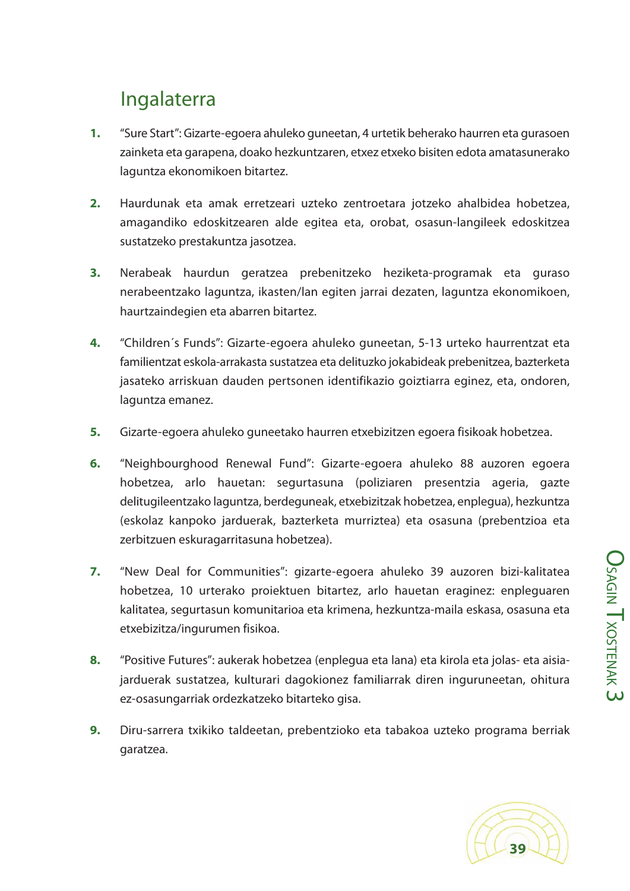## Ingalaterra

1. "Sure Start": Gizarte-egoera ahuleko guneetan, 4 urtetik beherako haurren eta gurasoen zainketa eta garapena, doako hezkuntzaren, etxez etxeko bisiten edota amatasunerako laguntza ekonomikoen bitartez.

2. Haurdunak eta amak erretzeari uzteko zentroetara jotzeko ahalbidea hobetzea, amagandiko edoskitzearen alde egitea eta, orobat, osasun-langileek edoskitzea sustatzeko prestakuntza jasotzea.

3. Nerabeak haurdun geratzea prebenitzeko heziketa-programak eta guraso nerabeentzako laguntza, ikasten/lan egiten jarrai dezaten, laguntza ekonomikoen, haurtzaindegien eta abarren bitartez.

4. "Children´s Funds": Gizarte-egoera ahuleko guneetan, 5-13 urteko haurrentzat eta familientzat eskola-arrakasta sustatzea eta delituzko jokabideak prebenitzea, bazterketa jasateko arriskuan dauden pertsonen identifikazio goiztiarra eginez, eta, ondoren, laguntza emanez.

5. Gizarte-egoera ahuleko guneetako haurren etxebizitzen egoera fisikoak hobetzea.

6. "Neighbourghood Renewal Fund": Gizarte-egoera ahuleko 88 auzoren egoera hobetzea, arlo hauetan: segurtasuna (poliziaren presentzia ageria, gazte delitugileentzako laguntza, berdeguneak, etxebizitzak hobetzea, enplegua), hezkuntza (eskolaz kanpoko jarduerak, bazterketa murriztea) eta osasuna (prebentzioa eta zerbitzuen eskuragarritasuna hobetzea).

7. "New Deal for Communities": gizarte-egoera ahuleko 39 auzoren bizi-kalitatea hobetzea, 10 urterako proiektuen bitartez, arlo hauetan eraginez: enpleguaren kalitatea, segurtasun komunitarioa eta krimena, hezkuntza-maila eskasa, osasuna eta etxebizitza/ingurumen fisikoa.

8. "Positive Futures": aukerak hobetzea (enplegua eta lana) eta kirola eta jolas- eta aisia-jarduerak sustatzea, kulturari dagokionez familiarrak diren inguruneetan, ohitura ez-osasungarriak ordezkatzeko bitarteko gisa.

9. Diru-sarrera txikiko taldeetan, prebentzioko eta tabakoa uzteko programa berriak garatzea.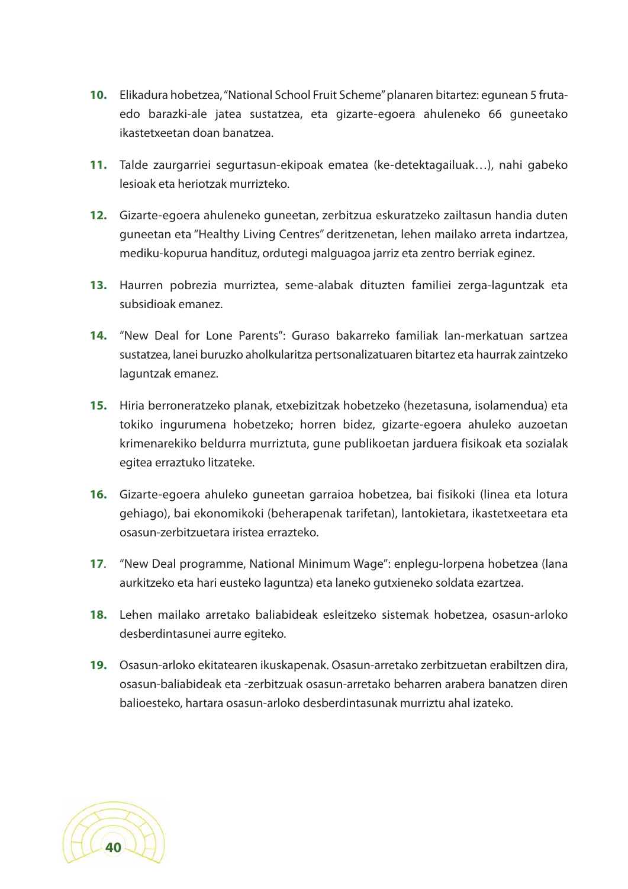10. Elikadura hobetzea, "National School Fruit Scheme" planaren bitartez: egunean 5 fruta- edo barazki-ale jatea sustatzea, eta gizarte-egoera ahuleneko 66 guneetako ikastetxeetan doan banatzea.

11. Talde zaurgarriei segurtasun-ekipoak ematea (ke-detektagailuak…), nahi gabeko lesioak eta heriotzak murrizteko.

12. Gizarte-egoera ahuleneko guneetan, zerbitzua eskuratzeko zailtasun handia duten guneetan eta "Healthy Living Centres" deritzenetan, lehen mailako arreta indartzea, mediku-kopurua handituz, ordutegi malguagoa jarriz eta zentro berriak eginez.

13. Haurren pobrezia murriztea, seme-alabak dituzten familiei zerga-laguntzak eta subsidioak emanez.

14. "New Deal for Lone Parents": Guraso bakarreko familiak lan-merkatuan sartzea sustatzea, lanei buruzko aholkularitza pertsonalizatuaren bitartez eta haurrak zaintzeko laguntzak emanez.

15. Hiria berroneratzeko planak, etxebizitzak hobetzeko (hezetasuna, isolamendua) eta tokiko ingurumena hobetzeko; horren bidez, gizarte-egoera ahuleko auzoetan krimenarekiko beldurra murriztuta, gune publikoetan jarduera fisikoak eta sozialak egitea erraztuko litzateke.

16. Gizarte-egoera ahuleko guneetan garraioa hobetzea, bai fisikoki (linea eta lotura gehiago), bai ekonomikoki (beherapenak tarifetan), lantokietara, ikastetxeetara eta osasun-zerbitzuetara iristea errazteko.

17. "New Deal programme, National Minimum Wage": enplegu-lorpena hobetzea (lana aurkitzeko eta hari eusteko laguntza) eta laneko gutxieneko soldata ezartzea.

18. Lehen mailako arretako baliabideak esleitzeko sistemak hobetzea, osasun-arloko desberdintasunei aurre egiteko.

19. Osasun-arloko ekitatearen ikuskapenak. Osasun-arretako zerbitzuetan erabiltzen dira, osasun-baliabideak eta -zerbitzuak osasun-arretako beharren arabera banatzen diren balioesteko, hartara osasun-arloko desberdintasunak murriztu ahal izateko.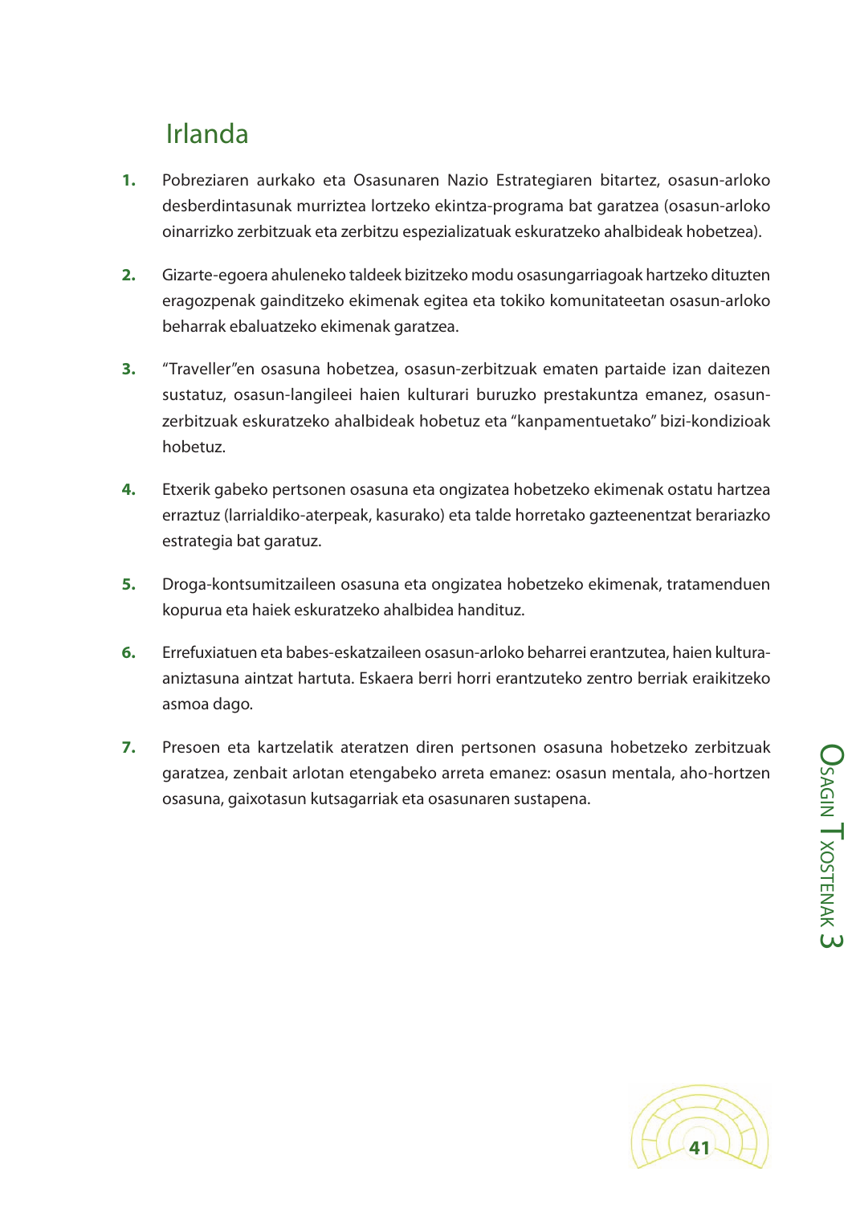## Irlanda

1. Pobreziaren aurkako eta Osasunaren Nazio Estrategiaren bitartez, osasun-arloko desberdintasunak murriztea lortzeko ekintza-programa bat garatzea (osasun-arloko oinarrizko zerbitzuak eta zerbitzu espezializatuak eskuratzeko ahalbideak hobetzea).

2. Gizarte-egoera ahuleneko taldeek bizitzeko modu osasungarriagoak hartzeko dituzten eragozpenak gainditzeko ekimenak egitea eta tokiko komunitateetan osasun-arloko beharrak ebaluatzeko ekimenak garatzea.

3. "Traveller"en osasuna hobetzea, osasun-zerbitzuak ematen partaide izan daitezen sustatuz, osasun-langileei haien kulturari buruzko prestakuntza emanez, osasun-zerbitzuak eskuratzeko ahalbideak hobetuz eta "kanpamentuetako" bizi-kondizioak hobetuz.

4. Etxerik gabeko pertsonen osasuna eta ongizatea hobetzeko ekimenak ostatu hartzea erraztuz (larrialdiko-aterpeak, kasurako) eta talde horretako gazteenentzat berariazko estrategia bat garatuz.

5. Droga-kontsumitzaileen osasuna eta ongizatea hobetzeko ekimenak, tratamenduen kopurua eta haiek eskuratzeko ahalbidea handituz.

6. Errefuxiatuen eta babes-eskatzaileen osasun-arloko beharrei erantzutea, haien kultura-aniztasuna aintzat hartuta. Eskaera berri horri erantzuteko zentro berriak eraikitzeko asmoa dago.

7. Presoen eta kartzelatik ateratzen diren pertsonen osasuna hobetzeko zerbitzuak garatzea, zenbait arlotan etengabeko arreta emanez: osasun mentala, aho-hortzen osasuna, gaixotasun kutsagarriak eta osasunaren sustapena.